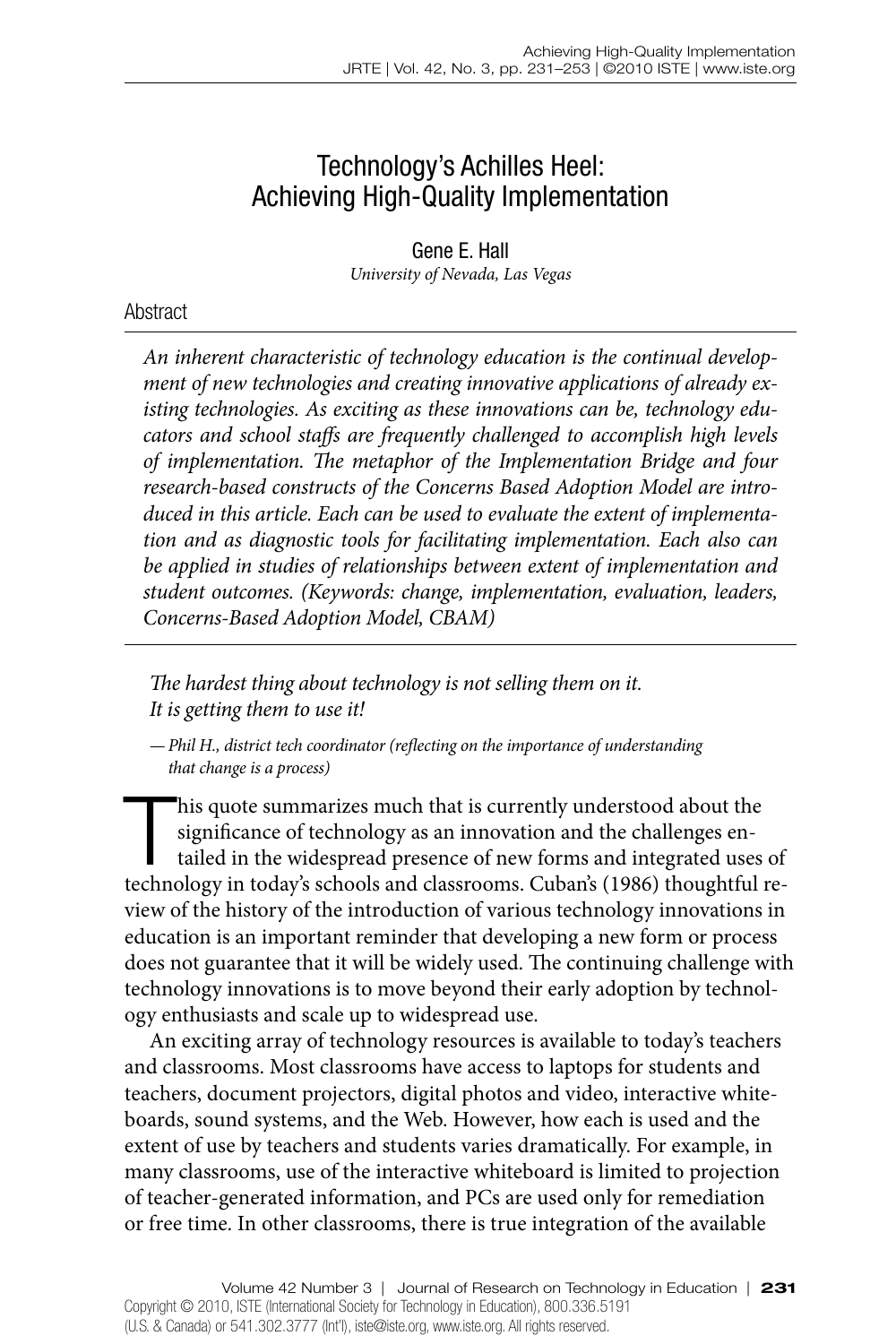# Technology's Achilles Heel: Achieving High-Quality Implementation

Gene E. Hall
*University of Nevada, Las Vegas*

## Abstract

*An inherent characteristic of technology education is the continual development of new technologies and creating innovative applications of already existing technologies. As exciting as these innovations can be, technology educators and school staffs are frequently challenged to accomplish high levels of implementation. The metaphor of the Implementation Bridge and four research-based constructs of the Concerns Based Adoption Model are introduced in this article. Each can be used to evaluate the extent of implementation and as diagnostic tools for facilitating implementation. Each also can be applied in studies of relationships between extent of implementation and student outcomes. (Keywords: change, implementation, evaluation, leaders, Concerns-Based Adoption Model, CBAM)*

> *The hardest thing about technology is not selling them on it.*
> *It is getting them to use it!*
>
> *— Phil H., district tech coordinator (reflecting on the importance of understanding that change is a process)*

This quote summarizes much that is currently understood about the significance of technology as an innovation and the challenges entailed in the widespread presence of new forms and integrated uses of technology in today's schools and classrooms. Cuban's (1986) thoughtful review of the history of the introduction of various technology innovations in education is an important reminder that developing a new form or process does not guarantee that it will be widely used. The continuing challenge with technology innovations is to move beyond their early adoption by technology enthusiasts and scale up to widespread use.

An exciting array of technology resources is available to today's teachers and classrooms. Most classrooms have access to laptops for students and teachers, document projectors, digital photos and video, interactive whiteboards, sound systems, and the Web. However, how each is used and the extent of use by teachers and students varies dramatically. For example, in many classrooms, use of the interactive whiteboard is limited to projection of teacher-generated information, and PCs are used only for remediation or free time. In other classrooms, there is true integration of the available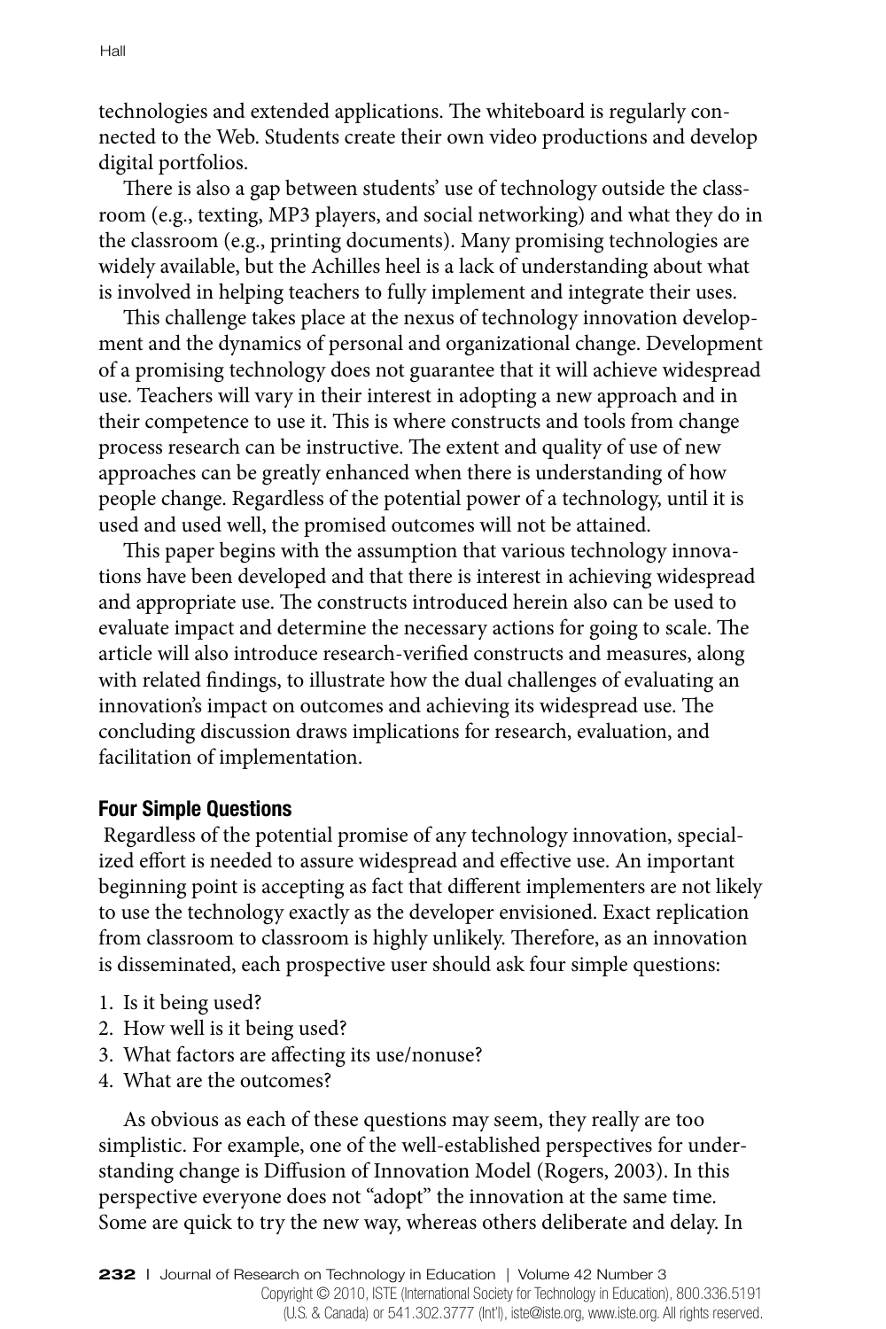technologies and extended applications. The whiteboard is regularly connected to the Web. Students create their own video productions and develop digital portfolios.

There is also a gap between students' use of technology outside the classroom (e.g., texting, MP3 players, and social networking) and what they do in the classroom (e.g., printing documents). Many promising technologies are widely available, but the Achilles heel is a lack of understanding about what is involved in helping teachers to fully implement and integrate their uses.

This challenge takes place at the nexus of technology innovation development and the dynamics of personal and organizational change. Development of a promising technology does not guarantee that it will achieve widespread use. Teachers will vary in their interest in adopting a new approach and in their competence to use it. This is where constructs and tools from change process research can be instructive. The extent and quality of use of new approaches can be greatly enhanced when there is understanding of how people change. Regardless of the potential power of a technology, until it is used and used well, the promised outcomes will not be attained.

This paper begins with the assumption that various technology innovations have been developed and that there is interest in achieving widespread and appropriate use. The constructs introduced herein also can be used to evaluate impact and determine the necessary actions for going to scale. The article will also introduce research-verified constructs and measures, along with related findings, to illustrate how the dual challenges of evaluating an innovation's impact on outcomes and achieving its widespread use. The concluding discussion draws implications for research, evaluation, and facilitation of implementation.

### Four Simple Questions

Regardless of the potential promise of any technology innovation, specialized effort is needed to assure widespread and effective use. An important beginning point is accepting as fact that different implementers are not likely to use the technology exactly as the developer envisioned. Exact replication from classroom to classroom is highly unlikely. Therefore, as an innovation is disseminated, each prospective user should ask four simple questions:

1. Is it being used?
2. How well is it being used?
3. What factors are affecting its use/nonuse?
4. What are the outcomes?

As obvious as each of these questions may seem, they really are too simplistic. For example, one of the well-established perspectives for understanding change is Diffusion of Innovation Model (Rogers, 2003). In this perspective everyone does not "adopt" the innovation at the same time. Some are quick to try the new way, whereas others deliberate and delay. In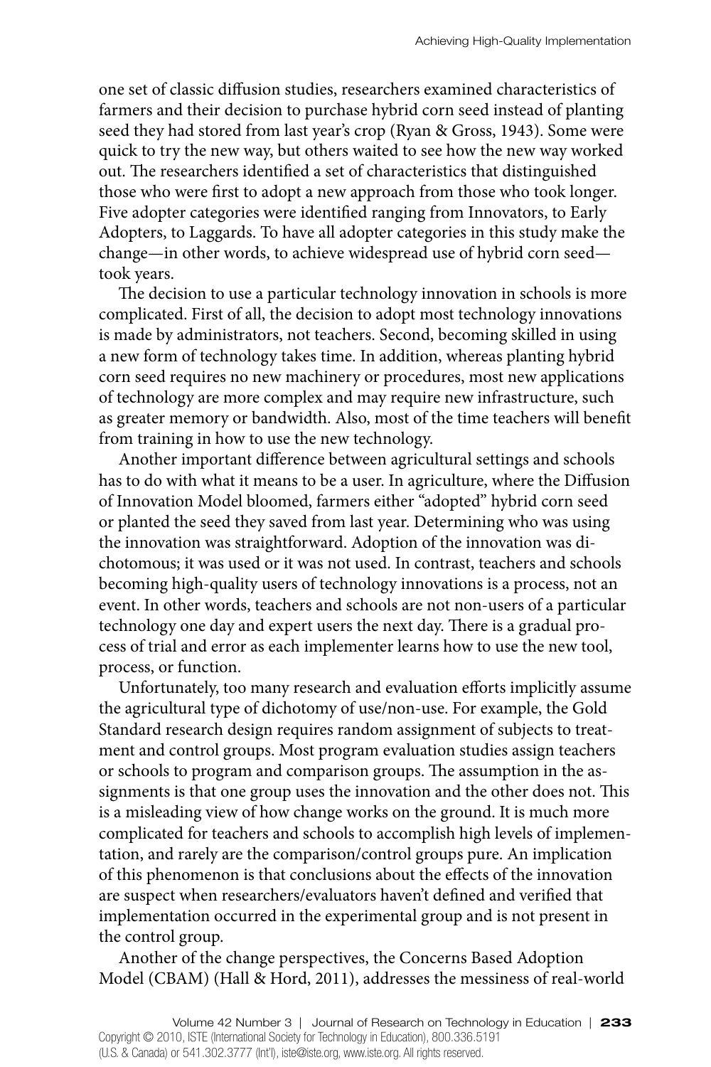one set of classic diffusion studies, researchers examined characteristics of farmers and their decision to purchase hybrid corn seed instead of planting seed they had stored from last year's crop (Ryan & Gross, 1943). Some were quick to try the new way, but others waited to see how the new way worked out. The researchers identified a set of characteristics that distinguished those who were first to adopt a new approach from those who took longer. Five adopter categories were identified ranging from Innovators, to Early Adopters, to Laggards. To have all adopter categories in this study make the change—in other words, to achieve widespread use of hybrid corn seed—took years.

The decision to use a particular technology innovation in schools is more complicated. First of all, the decision to adopt most technology innovations is made by administrators, not teachers. Second, becoming skilled in using a new form of technology takes time. In addition, whereas planting hybrid corn seed requires no new machinery or procedures, most new applications of technology are more complex and may require new infrastructure, such as greater memory or bandwidth. Also, most of the time teachers will benefit from training in how to use the new technology.

Another important difference between agricultural settings and schools has to do with what it means to be a user. In agriculture, where the Diffusion of Innovation Model bloomed, farmers either "adopted" hybrid corn seed or planted the seed they saved from last year. Determining who was using the innovation was straightforward. Adoption of the innovation was dichotomous; it was used or it was not used. In contrast, teachers and schools becoming high-quality users of technology innovations is a process, not an event. In other words, teachers and schools are not non-users of a particular technology one day and expert users the next day. There is a gradual process of trial and error as each implementer learns how to use the new tool, process, or function.

Unfortunately, too many research and evaluation efforts implicitly assume the agricultural type of dichotomy of use/non-use. For example, the Gold Standard research design requires random assignment of subjects to treatment and control groups. Most program evaluation studies assign teachers or schools to program and comparison groups. The assumption in the assignments is that one group uses the innovation and the other does not. This is a misleading view of how change works on the ground. It is much more complicated for teachers and schools to accomplish high levels of implementation, and rarely are the comparison/control groups pure. An implication of this phenomenon is that conclusions about the effects of the innovation are suspect when researchers/evaluators haven't defined and verified that implementation occurred in the experimental group and is not present in the control group.

Another of the change perspectives, the Concerns Based Adoption Model (CBAM) (Hall & Hord, 2011), addresses the messiness of real-world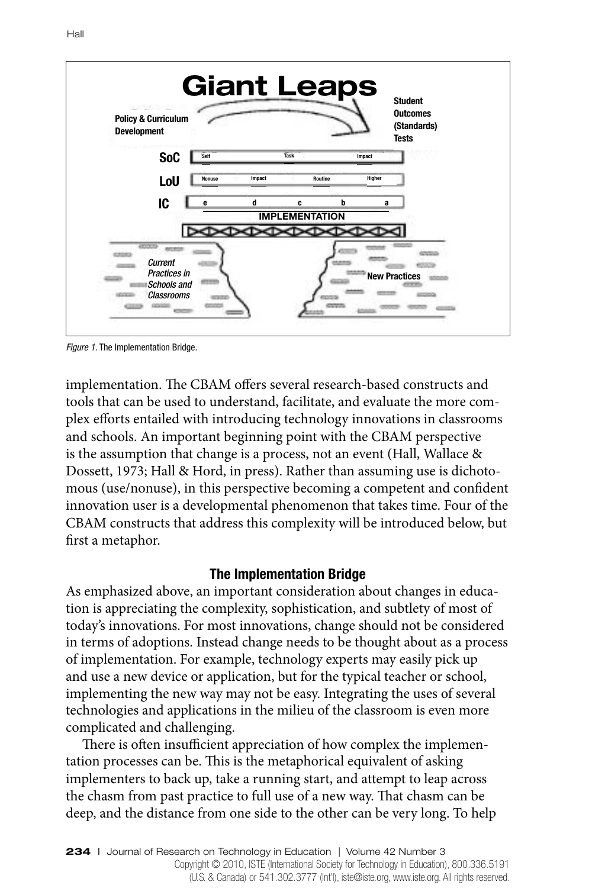*Figure 1.* The Implementation Bridge.

implementation. The CBAM offers several research-based constructs and tools that can be used to understand, facilitate, and evaluate the more complex efforts entailed with introducing technology innovations in classrooms and schools. An important beginning point with the CBAM perspective is the assumption that change is a process, not an event (Hall, Wallace & Dossett, 1973; Hall & Hord, in press). Rather than assuming use is dichotomous (use/nonuse), in this perspective becoming a competent and confident innovation user is a developmental phenomenon that takes time. Four of the CBAM constructs that address this complexity will be introduced below, but first a metaphor.

## The Implementation Bridge

As emphasized above, an important consideration about changes in education is appreciating the complexity, sophistication, and subtlety of most of today's innovations. For most innovations, change should not be considered in terms of adoptions. Instead change needs to be thought about as a process of implementation. For example, technology experts may easily pick up and use a new device or application, but for the typical teacher or school, implementing the new way may not be easy. Integrating the uses of several technologies and applications in the milieu of the classroom is even more complicated and challenging.

There is often insufficient appreciation of how complex the implementation processes can be. This is the metaphorical equivalent of asking implementers to back up, take a running start, and attempt to leap across the chasm from past practice to full use of a new way. That chasm can be deep, and the distance from one side to the other can be very long. To help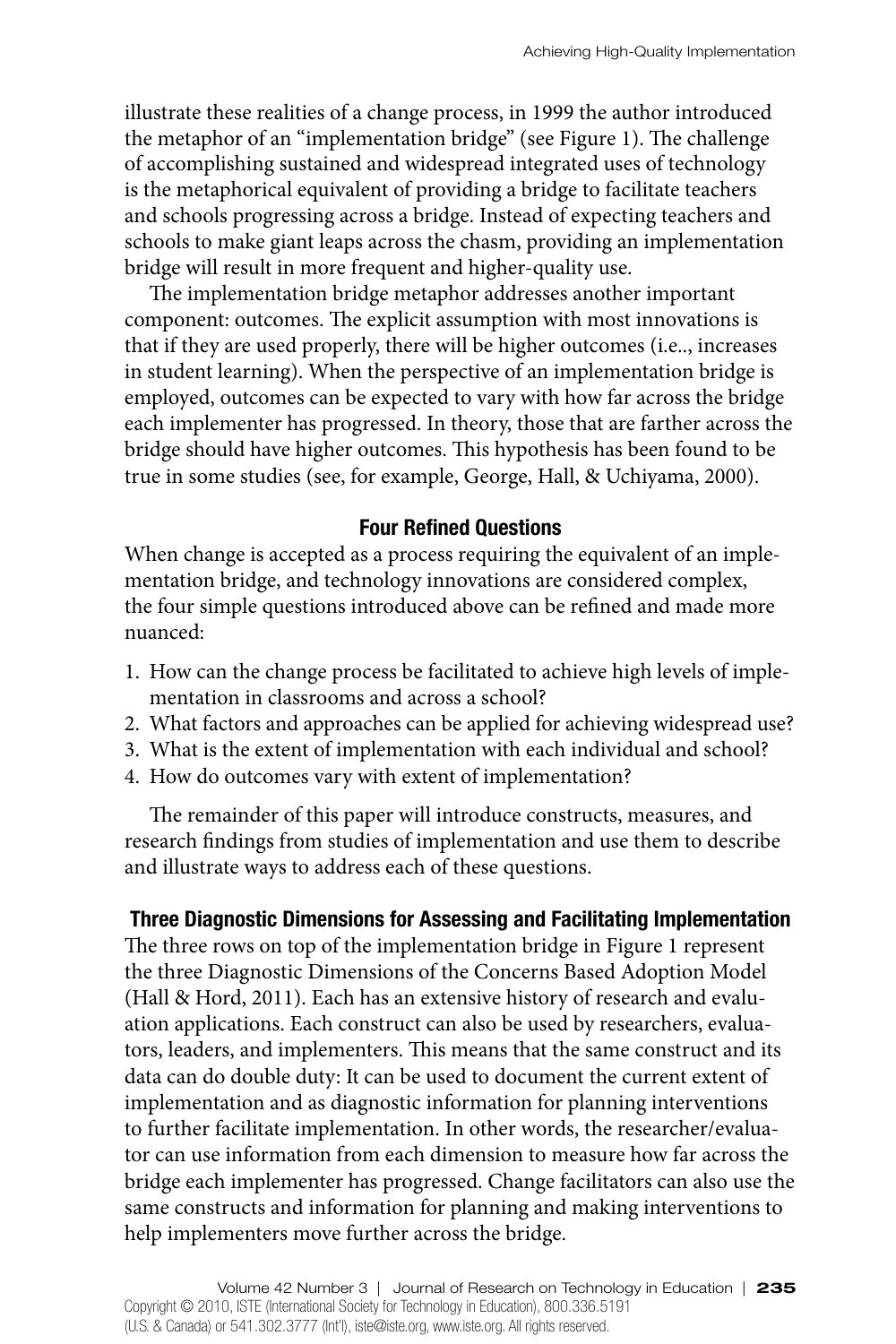illustrate these realities of a change process, in 1999 the author introduced the metaphor of an "implementation bridge" (see Figure 1). The challenge of accomplishing sustained and widespread integrated uses of technology is the metaphorical equivalent of providing a bridge to facilitate teachers and schools progressing across a bridge. Instead of expecting teachers and schools to make giant leaps across the chasm, providing an implementation bridge will result in more frequent and higher-quality use.

The implementation bridge metaphor addresses another important component: outcomes. The explicit assumption with most innovations is that if they are used properly, there will be higher outcomes (i.e.., increases in student learning). When the perspective of an implementation bridge is employed, outcomes can be expected to vary with how far across the bridge each implementer has progressed. In theory, those that are farther across the bridge should have higher outcomes. This hypothesis has been found to be true in some studies (see, for example, George, Hall, & Uchiyama, 2000).

### Four Refined Questions

When change is accepted as a process requiring the equivalent of an implementation bridge, and technology innovations are considered complex, the four simple questions introduced above can be refined and made more nuanced:

1. How can the change process be facilitated to achieve high levels of implementation in classrooms and across a school?
2. What factors and approaches can be applied for achieving widespread use?
3. What is the extent of implementation with each individual and school?
4. How do outcomes vary with extent of implementation?

The remainder of this paper will introduce constructs, measures, and research findings from studies of implementation and use them to describe and illustrate ways to address each of these questions.

### Three Diagnostic Dimensions for Assessing and Facilitating Implementation

The three rows on top of the implementation bridge in Figure 1 represent the three Diagnostic Dimensions of the Concerns Based Adoption Model (Hall & Hord, 2011). Each has an extensive history of research and evaluation applications. Each construct can also be used by researchers, evaluators, leaders, and implementers. This means that the same construct and its data can do double duty: It can be used to document the current extent of implementation and as diagnostic information for planning interventions to further facilitate implementation. In other words, the researcher/evaluator can use information from each dimension to measure how far across the bridge each implementer has progressed. Change facilitators can also use the same constructs and information for planning and making interventions to help implementers move further across the bridge.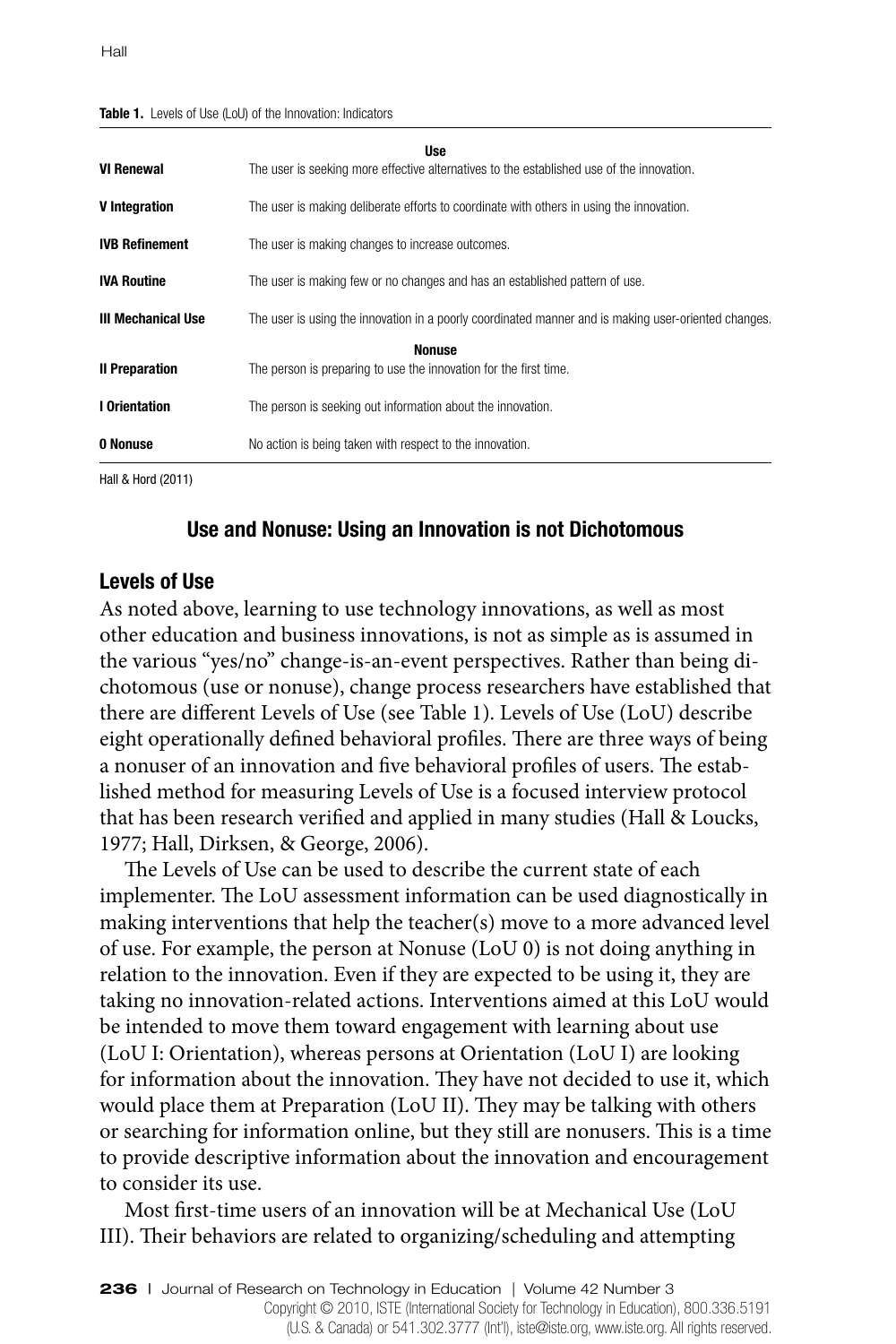**Table 1.** Levels of Use (LoU) of the Innovation: Indicators

| | |
|---|---|
| | **Use** |
| **VI Renewal** | The user is seeking more effective alternatives to the established use of the innovation. |
| **V Integration** | The user is making deliberate efforts to coordinate with others in using the innovation. |
| **IVB Refinement** | The user is making changes to increase outcomes. |
| **IVA Routine** | The user is making few or no changes and has an established pattern of use. |
| **III Mechanical Use** | The user is using the innovation in a poorly coordinated manner and is making user-oriented changes. |
| | **Nonuse** |
| **II Preparation** | The person is preparing to use the innovation for the first time. |
| **I Orientation** | The person is seeking out information about the innovation. |
| **0 Nonuse** | No action is being taken with respect to the innovation. |

Hall & Hord (2011)

## Use and Nonuse: Using an Innovation is not Dichotomous

### Levels of Use

As noted above, learning to use technology innovations, as well as most other education and business innovations, is not as simple as is assumed in the various "yes/no" change-is-an-event perspectives. Rather than being dichotomous (use or nonuse), change process researchers have established that there are different Levels of Use (see Table 1). Levels of Use (LoU) describe eight operationally defined behavioral profiles. There are three ways of being a nonuser of an innovation and five behavioral profiles of users. The established method for measuring Levels of Use is a focused interview protocol that has been research verified and applied in many studies (Hall & Loucks, 1977; Hall, Dirksen, & George, 2006).

The Levels of Use can be used to describe the current state of each implementer. The LoU assessment information can be used diagnostically in making interventions that help the teacher(s) move to a more advanced level of use. For example, the person at Nonuse (LoU 0) is not doing anything in relation to the innovation. Even if they are expected to be using it, they are taking no innovation-related actions. Interventions aimed at this LoU would be intended to move them toward engagement with learning about use (LoU I: Orientation), whereas persons at Orientation (LoU I) are looking for information about the innovation. They have not decided to use it, which would place them at Preparation (LoU II). They may be talking with others or searching for information online, but they still are nonusers. This is a time to provide descriptive information about the innovation and encouragement to consider its use.

Most first-time users of an innovation will be at Mechanical Use (LoU III). Their behaviors are related to organizing/scheduling and attempting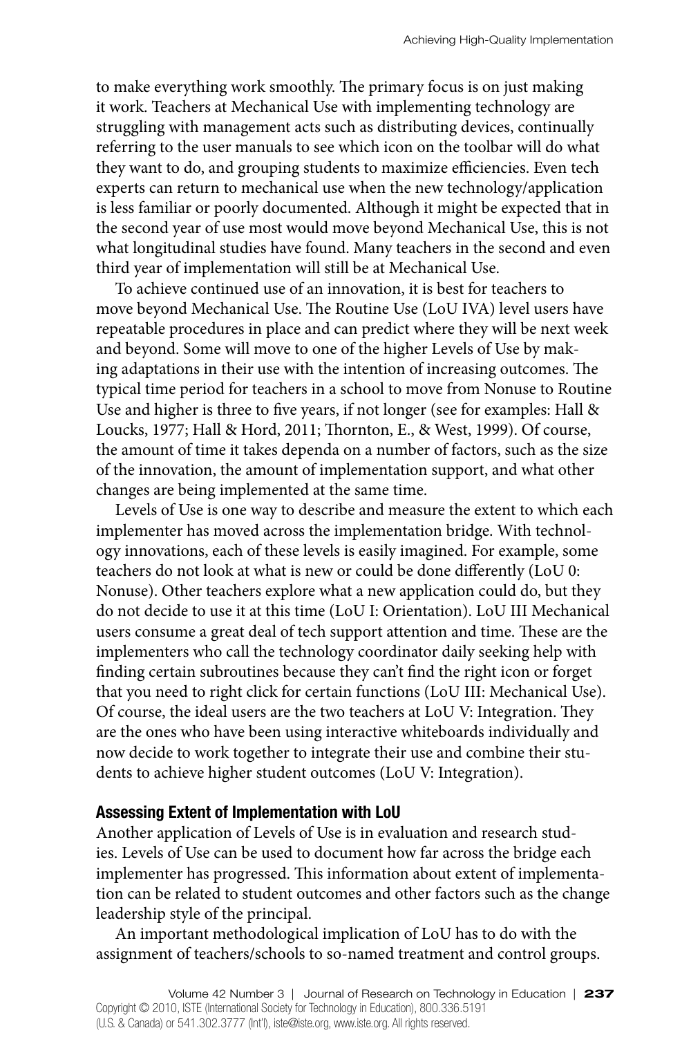to make everything work smoothly. The primary focus is on just making it work. Teachers at Mechanical Use with implementing technology are struggling with management acts such as distributing devices, continually referring to the user manuals to see which icon on the toolbar will do what they want to do, and grouping students to maximize efficiencies. Even tech experts can return to mechanical use when the new technology/application is less familiar or poorly documented. Although it might be expected that in the second year of use most would move beyond Mechanical Use, this is not what longitudinal studies have found. Many teachers in the second and even third year of implementation will still be at Mechanical Use.

To achieve continued use of an innovation, it is best for teachers to move beyond Mechanical Use. The Routine Use (LoU IVA) level users have repeatable procedures in place and can predict where they will be next week and beyond. Some will move to one of the higher Levels of Use by making adaptations in their use with the intention of increasing outcomes. The typical time period for teachers in a school to move from Nonuse to Routine Use and higher is three to five years, if not longer (see for examples: Hall & Loucks, 1977; Hall & Hord, 2011; Thornton, E., & West, 1999). Of course, the amount of time it takes dependa on a number of factors, such as the size of the innovation, the amount of implementation support, and what other changes are being implemented at the same time.

Levels of Use is one way to describe and measure the extent to which each implementer has moved across the implementation bridge. With technology innovations, each of these levels is easily imagined. For example, some teachers do not look at what is new or could be done differently (LoU 0: Nonuse). Other teachers explore what a new application could do, but they do not decide to use it at this time (LoU I: Orientation). LoU III Mechanical users consume a great deal of tech support attention and time. These are the implementers who call the technology coordinator daily seeking help with finding certain subroutines because they can't find the right icon or forget that you need to right click for certain functions (LoU III: Mechanical Use). Of course, the ideal users are the two teachers at LoU V: Integration. They are the ones who have been using interactive whiteboards individually and now decide to work together to integrate their use and combine their students to achieve higher student outcomes (LoU V: Integration).

### Assessing Extent of Implementation with LoU

Another application of Levels of Use is in evaluation and research studies. Levels of Use can be used to document how far across the bridge each implementer has progressed. This information about extent of implementation can be related to student outcomes and other factors such as the change leadership style of the principal.

An important methodological implication of LoU has to do with the assignment of teachers/schools to so-named treatment and control groups.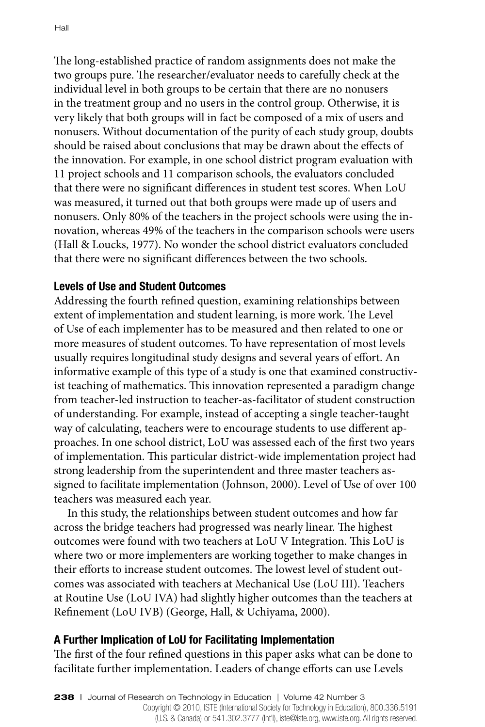The long-established practice of random assignments does not make the two groups pure. The researcher/evaluator needs to carefully check at the individual level in both groups to be certain that there are no nonusers in the treatment group and no users in the control group. Otherwise, it is very likely that both groups will in fact be composed of a mix of users and nonusers. Without documentation of the purity of each study group, doubts should be raised about conclusions that may be drawn about the effects of the innovation. For example, in one school district program evaluation with 11 project schools and 11 comparison schools, the evaluators concluded that there were no significant differences in student test scores. When LoU was measured, it turned out that both groups were made up of users and nonusers. Only 80% of the teachers in the project schools were using the innovation, whereas 49% of the teachers in the comparison schools were users (Hall & Loucks, 1977). No wonder the school district evaluators concluded that there were no significant differences between the two schools.

### Levels of Use and Student Outcomes

Addressing the fourth refined question, examining relationships between extent of implementation and student learning, is more work. The Level of Use of each implementer has to be measured and then related to one or more measures of student outcomes. To have representation of most levels usually requires longitudinal study designs and several years of effort. An informative example of this type of a study is one that examined constructivist teaching of mathematics. This innovation represented a paradigm change from teacher-led instruction to teacher-as-facilitator of student construction of understanding. For example, instead of accepting a single teacher-taught way of calculating, teachers were to encourage students to use different approaches. In one school district, LoU was assessed each of the first two years of implementation. This particular district-wide implementation project had strong leadership from the superintendent and three master teachers assigned to facilitate implementation (Johnson, 2000). Level of Use of over 100 teachers was measured each year.

In this study, the relationships between student outcomes and how far across the bridge teachers had progressed was nearly linear. The highest outcomes were found with two teachers at LoU V Integration. This LoU is where two or more implementers are working together to make changes in their efforts to increase student outcomes. The lowest level of student outcomes was associated with teachers at Mechanical Use (LoU III). Teachers at Routine Use (LoU IVA) had slightly higher outcomes than the teachers at Refinement (LoU IVB) (George, Hall, & Uchiyama, 2000).

### A Further Implication of LoU for Facilitating Implementation

The first of the four refined questions in this paper asks what can be done to facilitate further implementation. Leaders of change efforts can use Levels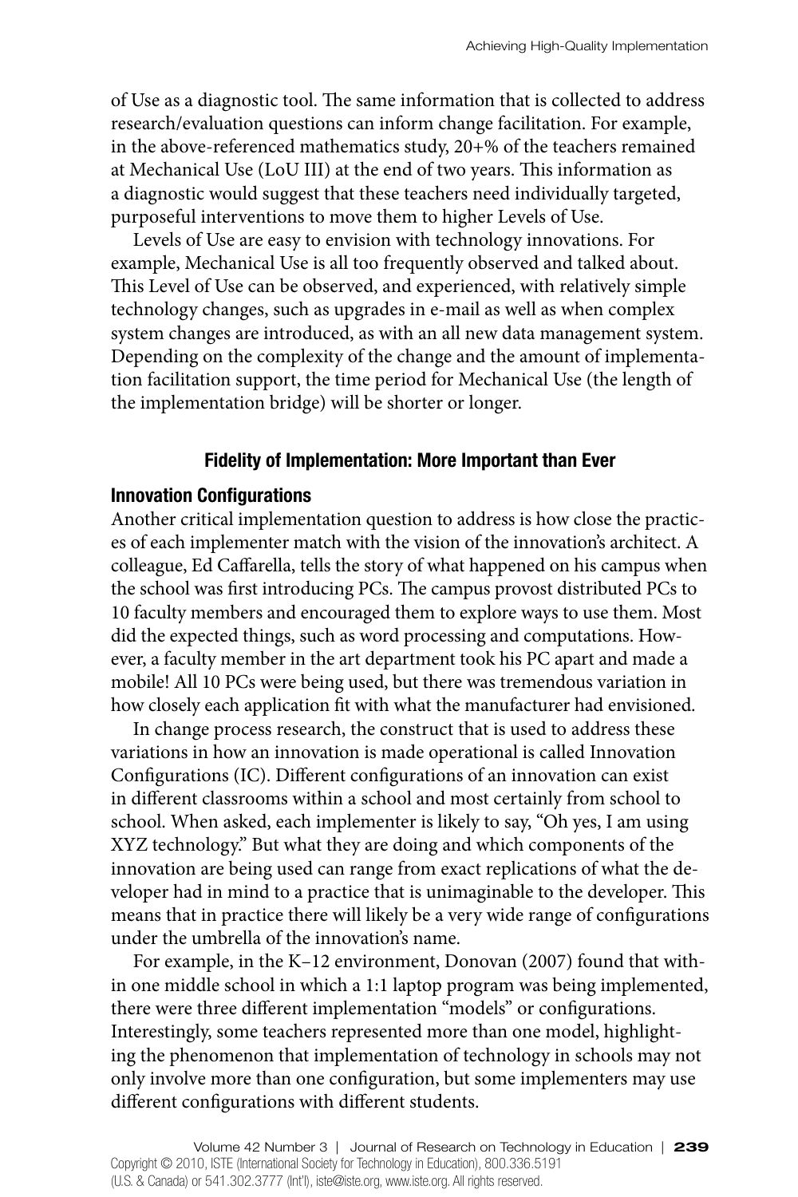of Use as a diagnostic tool. The same information that is collected to address research/evaluation questions can inform change facilitation. For example, in the above-referenced mathematics study, 20+% of the teachers remained at Mechanical Use (LoU III) at the end of two years. This information as a diagnostic would suggest that these teachers need individually targeted, purposeful interventions to move them to higher Levels of Use.

Levels of Use are easy to envision with technology innovations. For example, Mechanical Use is all too frequently observed and talked about. This Level of Use can be observed, and experienced, with relatively simple technology changes, such as upgrades in e-mail as well as when complex system changes are introduced, as with an all new data management system. Depending on the complexity of the change and the amount of implementation facilitation support, the time period for Mechanical Use (the length of the implementation bridge) will be shorter or longer.

## Fidelity of Implementation: More Important than Ever

### Innovation Configurations

Another critical implementation question to address is how close the practices of each implementer match with the vision of the innovation's architect. A colleague, Ed Caffarella, tells the story of what happened on his campus when the school was first introducing PCs. The campus provost distributed PCs to 10 faculty members and encouraged them to explore ways to use them. Most did the expected things, such as word processing and computations. However, a faculty member in the art department took his PC apart and made a mobile! All 10 PCs were being used, but there was tremendous variation in how closely each application fit with what the manufacturer had envisioned.

In change process research, the construct that is used to address these variations in how an innovation is made operational is called Innovation Configurations (IC). Different configurations of an innovation can exist in different classrooms within a school and most certainly from school to school. When asked, each implementer is likely to say, "Oh yes, I am using XYZ technology." But what they are doing and which components of the innovation are being used can range from exact replications of what the developer had in mind to a practice that is unimaginable to the developer. This means that in practice there will likely be a very wide range of configurations under the umbrella of the innovation's name.

For example, in the K–12 environment, Donovan (2007) found that within one middle school in which a 1:1 laptop program was being implemented, there were three different implementation "models" or configurations. Interestingly, some teachers represented more than one model, highlighting the phenomenon that implementation of technology in schools may not only involve more than one configuration, but some implementers may use different configurations with different students.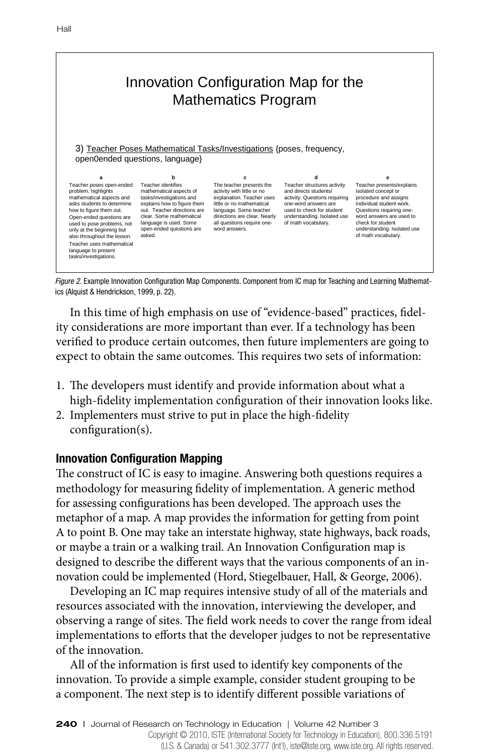### Innovation Configuration Map for the Mathematics Program

3) Teacher Poses Mathematical Tasks/Investigations {poses, frequency, open0ended questions, language}

| a | b | c | d | e |
|---|---|---|---|---|
| Teacher poses open-ended problem, highlights mathematical aspects and asks students to determine how to figure them out. Open-ended questions are used to pose problems, not only at the beginning but also throughout the lesson. Teacher uses mathematical language to present tasks/investigations. | Teacher identifies mathematical aspects of tasks/investigations and explains how to figure them out. Teacher directions are clear. Some mathematical language is used. Some open-ended questions are asked. | The teacher presents the activity with little or no explanation. Teacher uses little or no mathematical language. Some teacher directions are clear. Nearly all questions require one-word answers. | Teacher structures activity and directs students/ activity. Questions requiring one-word answers are used to check for student understanding. Isolated use of math vocabulary. | Teacher presents/explains isolated concept or procedure and assigns individual student work. Questions requiring one-word answers are used to check for student understanding. Isolated use of math vocabulary. |

*Figure 2.* Example Innovation Configuration Map Components. Component from IC map for Teaching and Learning Mathematics (Alquist & Hendrickson, 1999, p. 22).

In this time of high emphasis on use of "evidence-based" practices, fidelity considerations are more important than ever. If a technology has been verified to produce certain outcomes, then future implementers are going to expect to obtain the same outcomes. This requires two sets of information:

1. The developers must identify and provide information about what a high-fidelity implementation configuration of their innovation looks like.
2. Implementers must strive to put in place the high-fidelity configuration(s).

## Innovation Configuration Mapping

The construct of IC is easy to imagine. Answering both questions requires a methodology for measuring fidelity of implementation. A generic method for assessing configurations has been developed. The approach uses the metaphor of a map. A map provides the information for getting from point A to point B. One may take an interstate highway, state highways, back roads, or maybe a train or a walking trail. An Innovation Configuration map is designed to describe the different ways that the various components of an innovation could be implemented (Hord, Stiegelbauer, Hall, & George, 2006).

Developing an IC map requires intensive study of all of the materials and resources associated with the innovation, interviewing the developer, and observing a range of sites. The field work needs to cover the range from ideal implementations to efforts that the developer judges to not be representative of the innovation.

All of the information is first used to identify key components of the innovation. To provide a simple example, consider student grouping to be a component. The next step is to identify different possible variations of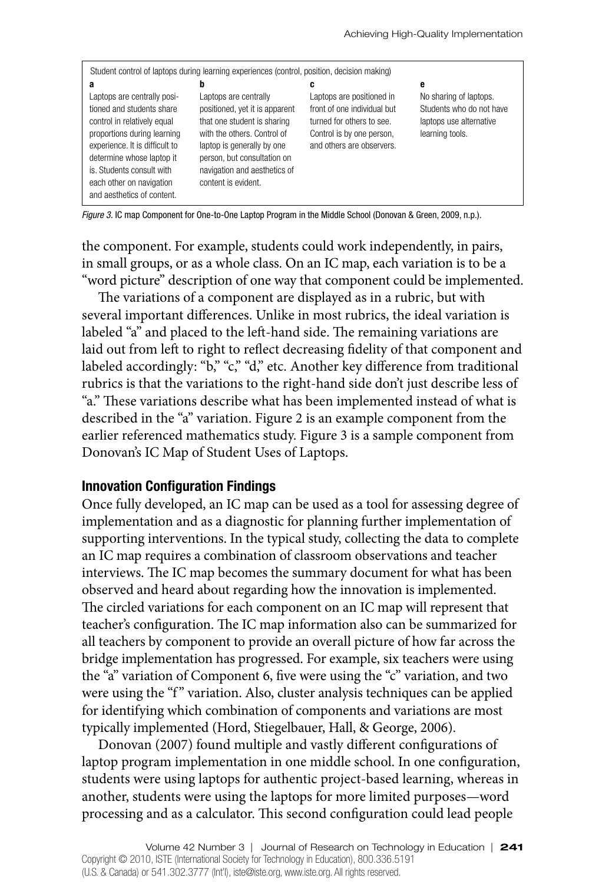| Student control of laptops during learning experiences (control, position, decision making) | | | |
|---|---|---|---|
| **a** | **b** | **c** | **e** |
| Laptops are centrally positioned and students share control in relatively equal proportions during learning experience. It is difficult to determine whose laptop it is. Students consult with each other on navigation and aesthetics of content. | Laptops are centrally positioned, yet it is apparent that one student is sharing with the others. Control of laptop is generally by one person, but consultation on navigation and aesthetics of content is evident. | Laptops are positioned in front of one individual but turned for others to see. Control is by one person, and others are observers. | No sharing of laptops. Students who do not have laptops use alternative learning tools. |

*Figure 3.* IC map Component for One-to-One Laptop Program in the Middle School (Donovan & Green, 2009, n.p.).

the component. For example, students could work independently, in pairs, in small groups, or as a whole class. On an IC map, each variation is to be a "word picture" description of one way that component could be implemented.

The variations of a component are displayed as in a rubric, but with several important differences. Unlike in most rubrics, the ideal variation is labeled "a" and placed to the left-hand side. The remaining variations are laid out from left to right to reflect decreasing fidelity of that component and labeled accordingly: "b," "c," "d," etc. Another key difference from traditional rubrics is that the variations to the right-hand side don't just describe less of "a." These variations describe what has been implemented instead of what is described in the "a" variation. Figure 2 is an example component from the earlier referenced mathematics study. Figure 3 is a sample component from Donovan's IC Map of Student Uses of Laptops.

### Innovation Configuration Findings

Once fully developed, an IC map can be used as a tool for assessing degree of implementation and as a diagnostic for planning further implementation of supporting interventions. In the typical study, collecting the data to complete an IC map requires a combination of classroom observations and teacher interviews. The IC map becomes the summary document for what has been observed and heard about regarding how the innovation is implemented. The circled variations for each component on an IC map will represent that teacher's configuration. The IC map information also can be summarized for all teachers by component to provide an overall picture of how far across the bridge implementation has progressed. For example, six teachers were using the "a" variation of Component 6, five were using the "c" variation, and two were using the "f" variation. Also, cluster analysis techniques can be applied for identifying which combination of components and variations are most typically implemented (Hord, Stiegelbauer, Hall, & George, 2006).

Donovan (2007) found multiple and vastly different configurations of laptop program implementation in one middle school. In one configuration, students were using laptops for authentic project-based learning, whereas in another, students were using the laptops for more limited purposes—word processing and as a calculator. This second configuration could lead people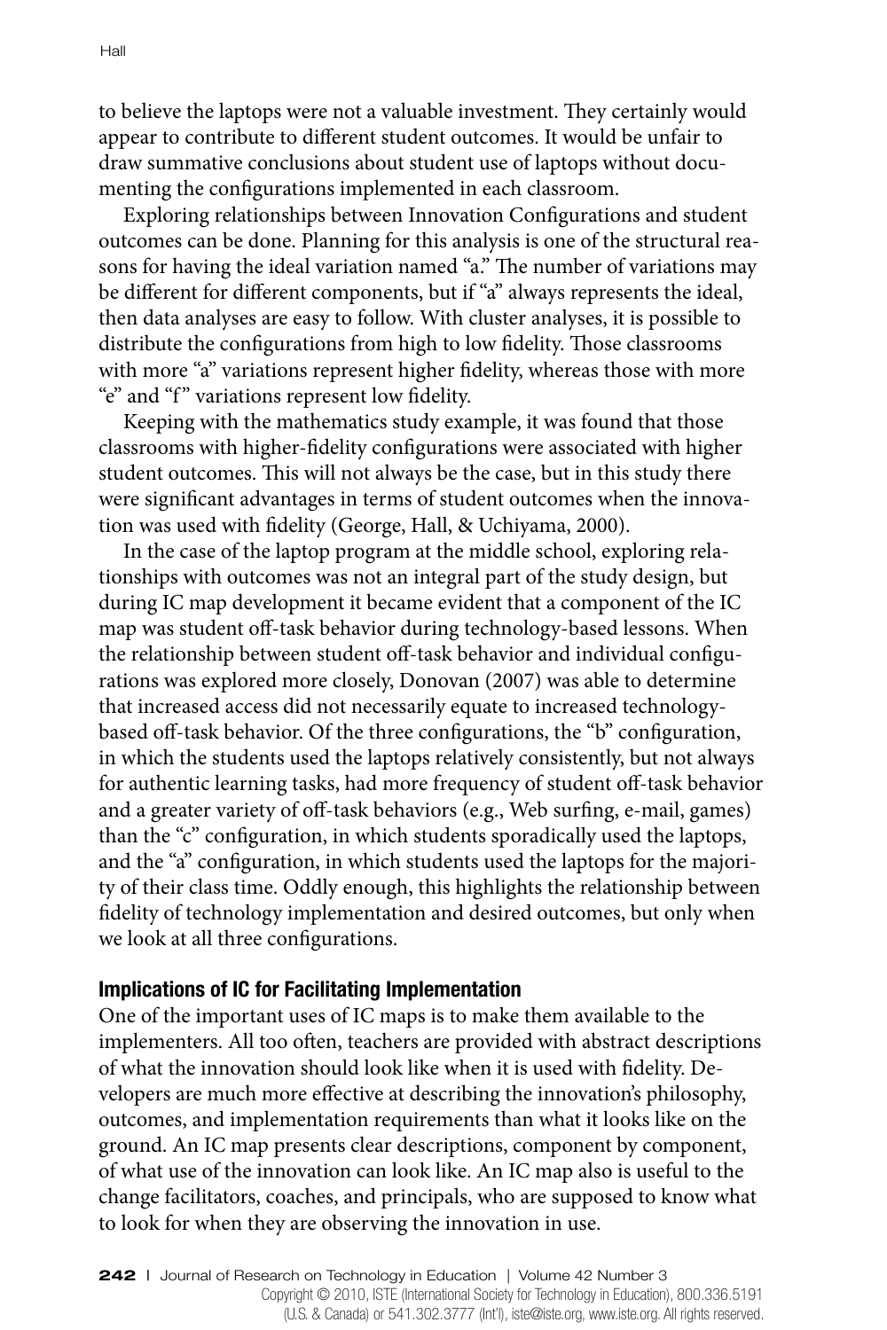to believe the laptops were not a valuable investment. They certainly would appear to contribute to different student outcomes. It would be unfair to draw summative conclusions about student use of laptops without documenting the configurations implemented in each classroom.

Exploring relationships between Innovation Configurations and student outcomes can be done. Planning for this analysis is one of the structural reasons for having the ideal variation named "a." The number of variations may be different for different components, but if "a" always represents the ideal, then data analyses are easy to follow. With cluster analyses, it is possible to distribute the configurations from high to low fidelity. Those classrooms with more "a" variations represent higher fidelity, whereas those with more "e" and "f" variations represent low fidelity.

Keeping with the mathematics study example, it was found that those classrooms with higher-fidelity configurations were associated with higher student outcomes. This will not always be the case, but in this study there were significant advantages in terms of student outcomes when the innovation was used with fidelity (George, Hall, & Uchiyama, 2000).

In the case of the laptop program at the middle school, exploring relationships with outcomes was not an integral part of the study design, but during IC map development it became evident that a component of the IC map was student off-task behavior during technology-based lessons. When the relationship between student off-task behavior and individual configurations was explored more closely, Donovan (2007) was able to determine that increased access did not necessarily equate to increased technology-based off-task behavior. Of the three configurations, the "b" configuration, in which the students used the laptops relatively consistently, but not always for authentic learning tasks, had more frequency of student off-task behavior and a greater variety of off-task behaviors (e.g., Web surfing, e-mail, games) than the "c" configuration, in which students sporadically used the laptops, and the "a" configuration, in which students used the laptops for the majority of their class time. Oddly enough, this highlights the relationship between fidelity of technology implementation and desired outcomes, but only when we look at all three configurations.

### Implications of IC for Facilitating Implementation

One of the important uses of IC maps is to make them available to the implementers. All too often, teachers are provided with abstract descriptions of what the innovation should look like when it is used with fidelity. Developers are much more effective at describing the innovation's philosophy, outcomes, and implementation requirements than what it looks like on the ground. An IC map presents clear descriptions, component by component, of what use of the innovation can look like. An IC map also is useful to the change facilitators, coaches, and principals, who are supposed to know what to look for when they are observing the innovation in use.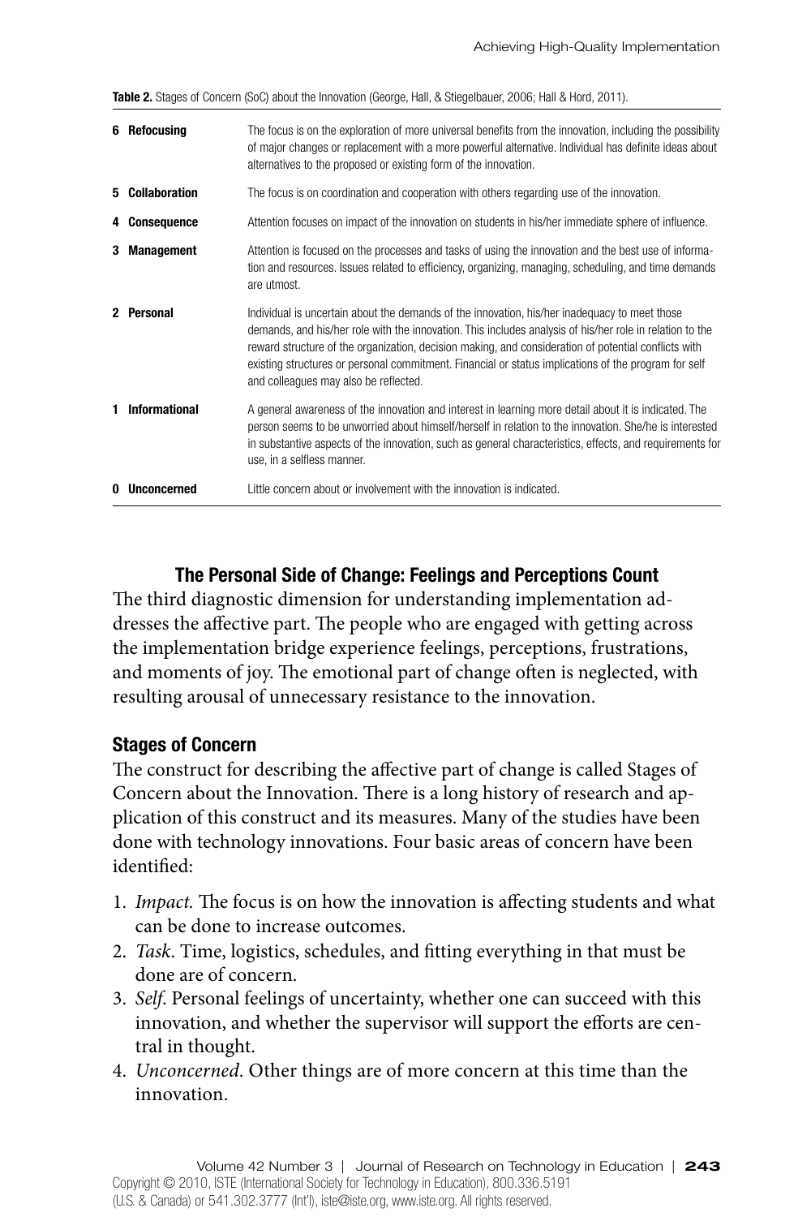**Table 2.** Stages of Concern (SoC) about the Innovation (George, Hall, & Stiegelbauer, 2006; Hall & Hord, 2011).

| Stage | Description |
|---|---|
| **6 Refocusing** | The focus is on the exploration of more universal benefits from the innovation, including the possibility of major changes or replacement with a more powerful alternative. Individual has definite ideas about alternatives to the proposed or existing form of the innovation. |
| **5 Collaboration** | The focus is on coordination and cooperation with others regarding use of the innovation. |
| **4 Consequence** | Attention focuses on impact of the innovation on students in his/her immediate sphere of influence. |
| **3 Management** | Attention is focused on the processes and tasks of using the innovation and the best use of information and resources. Issues related to efficiency, organizing, managing, scheduling, and time demands are utmost. |
| **2 Personal** | Individual is uncertain about the demands of the innovation, his/her inadequacy to meet those demands, and his/her role with the innovation. This includes analysis of his/her role in relation to the reward structure of the organization, decision making, and consideration of potential conflicts with existing structures or personal commitment. Financial or status implications of the program for self and colleagues may also be reflected. |
| **1 Informational** | A general awareness of the innovation and interest in learning more detail about it is indicated. The person seems to be unworried about himself/herself in relation to the innovation. She/he is interested in substantive aspects of the innovation, such as general characteristics, effects, and requirements for use, in a selfless manner. |
| **0 Unconcerned** | Little concern about or involvement with the innovation is indicated. |

## The Personal Side of Change: Feelings and Perceptions Count

The third diagnostic dimension for understanding implementation addresses the affective part. The people who are engaged with getting across the implementation bridge experience feelings, perceptions, frustrations, and moments of joy. The emotional part of change often is neglected, with resulting arousal of unnecessary resistance to the innovation.

### Stages of Concern

The construct for describing the affective part of change is called Stages of Concern about the Innovation. There is a long history of research and application of this construct and its measures. Many of the studies have been done with technology innovations. Four basic areas of concern have been identified:

1. *Impact.* The focus is on how the innovation is affecting students and what can be done to increase outcomes.
2. *Task*. Time, logistics, schedules, and fitting everything in that must be done are of concern.
3. *Self*. Personal feelings of uncertainty, whether one can succeed with this innovation, and whether the supervisor will support the efforts are central in thought.
4. *Unconcerned*. Other things are of more concern at this time than the innovation.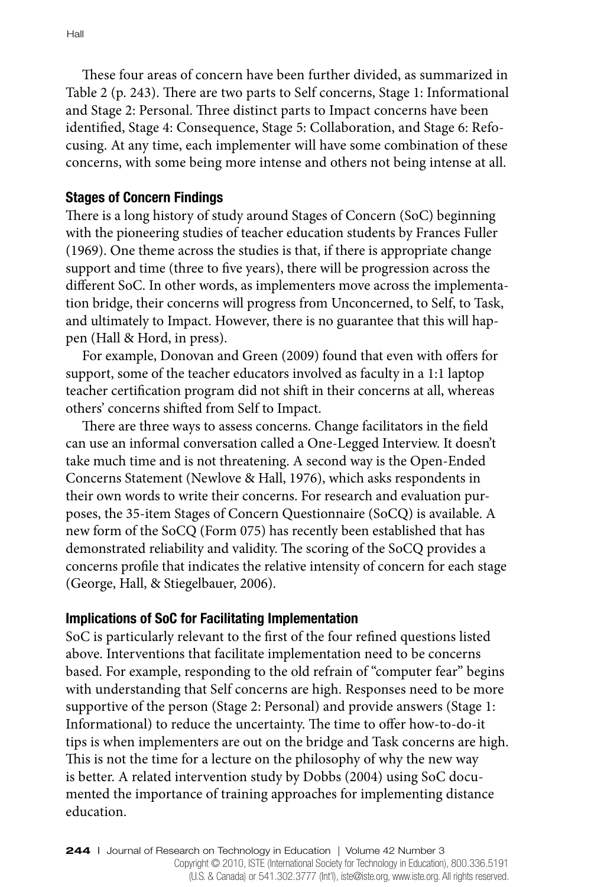These four areas of concern have been further divided, as summarized in Table 2 (p. 243). There are two parts to Self concerns, Stage 1: Informational and Stage 2: Personal. Three distinct parts to Impact concerns have been identified, Stage 4: Consequence, Stage 5: Collaboration, and Stage 6: Refocusing. At any time, each implementer will have some combination of these concerns, with some being more intense and others not being intense at all.

### Stages of Concern Findings

There is a long history of study around Stages of Concern (SoC) beginning with the pioneering studies of teacher education students by Frances Fuller (1969). One theme across the studies is that, if there is appropriate change support and time (three to five years), there will be progression across the different SoC. In other words, as implementers move across the implementation bridge, their concerns will progress from Unconcerned, to Self, to Task, and ultimately to Impact. However, there is no guarantee that this will happen (Hall & Hord, in press).

For example, Donovan and Green (2009) found that even with offers for support, some of the teacher educators involved as faculty in a 1:1 laptop teacher certification program did not shift in their concerns at all, whereas others' concerns shifted from Self to Impact.

There are three ways to assess concerns. Change facilitators in the field can use an informal conversation called a One-Legged Interview. It doesn't take much time and is not threatening. A second way is the Open-Ended Concerns Statement (Newlove & Hall, 1976), which asks respondents in their own words to write their concerns. For research and evaluation purposes, the 35-item Stages of Concern Questionnaire (SoCQ) is available. A new form of the SoCQ (Form 075) has recently been established that has demonstrated reliability and validity. The scoring of the SoCQ provides a concerns profile that indicates the relative intensity of concern for each stage (George, Hall, & Stiegelbauer, 2006).

### Implications of SoC for Facilitating Implementation

SoC is particularly relevant to the first of the four refined questions listed above. Interventions that facilitate implementation need to be concerns based. For example, responding to the old refrain of "computer fear" begins with understanding that Self concerns are high. Responses need to be more supportive of the person (Stage 2: Personal) and provide answers (Stage 1: Informational) to reduce the uncertainty. The time to offer how-to-do-it tips is when implementers are out on the bridge and Task concerns are high. This is not the time for a lecture on the philosophy of why the new way is better. A related intervention study by Dobbs (2004) using SoC documented the importance of training approaches for implementing distance education.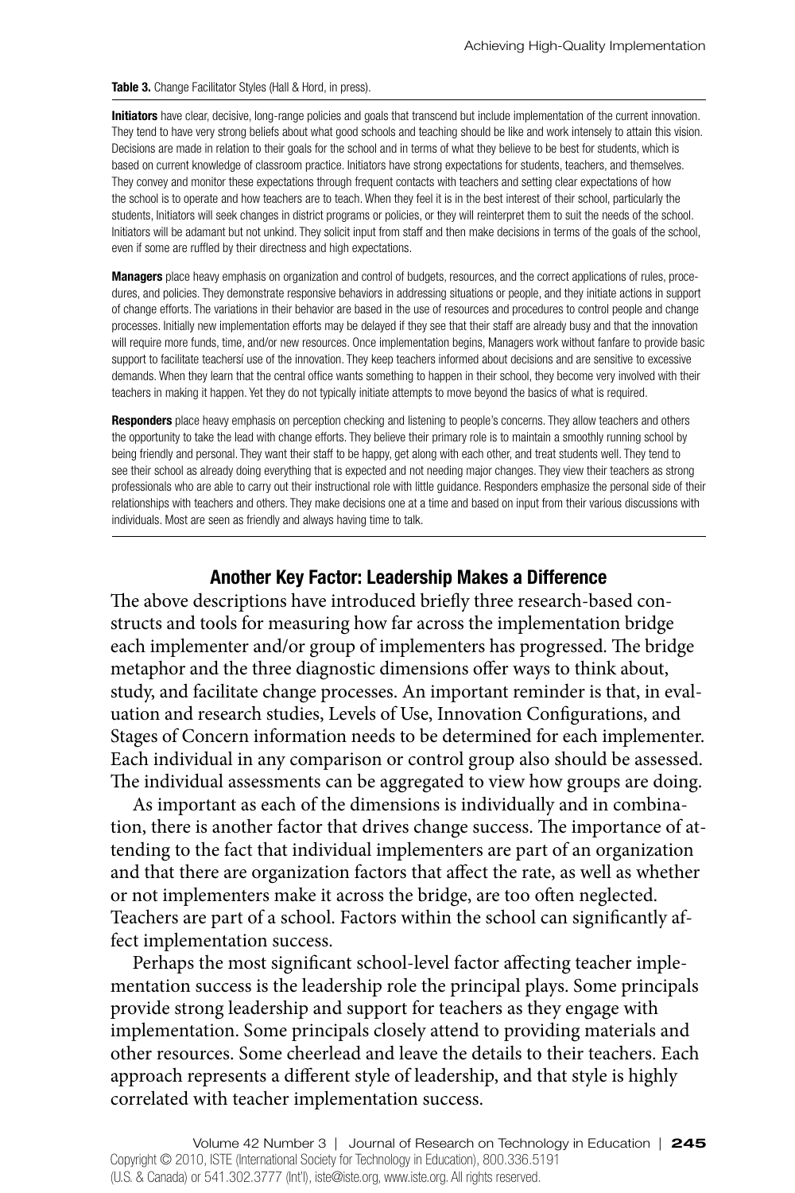**Table 3.** Change Facilitator Styles (Hall & Hord, in press).

**Initiators** have clear, decisive, long-range policies and goals that transcend but include implementation of the current innovation. They tend to have very strong beliefs about what good schools and teaching should be like and work intensely to attain this vision. Decisions are made in relation to their goals for the school and in terms of what they believe to be best for students, which is based on current knowledge of classroom practice. Initiators have strong expectations for students, teachers, and themselves. They convey and monitor these expectations through frequent contacts with teachers and setting clear expectations of how the school is to operate and how teachers are to teach. When they feel it is in the best interest of their school, particularly the students, Initiators will seek changes in district programs or policies, or they will reinterpret them to suit the needs of the school. Initiators will be adamant but not unkind. They solicit input from staff and then make decisions in terms of the goals of the school, even if some are ruffled by their directness and high expectations.

**Managers** place heavy emphasis on organization and control of budgets, resources, and the correct applications of rules, procedures, and policies. They demonstrate responsive behaviors in addressing situations or people, and they initiate actions in support of change efforts. The variations in their behavior are based in the use of resources and procedures to control people and change processes. Initially new implementation efforts may be delayed if they see that their staff are already busy and that the innovation will require more funds, time, and/or new resources. Once implementation begins, Managers work without fanfare to provide basic support to facilitate teachersí use of the innovation. They keep teachers informed about decisions and are sensitive to excessive demands. When they learn that the central office wants something to happen in their school, they become very involved with their teachers in making it happen. Yet they do not typically initiate attempts to move beyond the basics of what is required.

**Responders** place heavy emphasis on perception checking and listening to people's concerns. They allow teachers and others the opportunity to take the lead with change efforts. They believe their primary role is to maintain a smoothly running school by being friendly and personal. They want their staff to be happy, get along with each other, and treat students well. They tend to see their school as already doing everything that is expected and not needing major changes. They view their teachers as strong professionals who are able to carry out their instructional role with little guidance. Responders emphasize the personal side of their relationships with teachers and others. They make decisions one at a time and based on input from their various discussions with individuals. Most are seen as friendly and always having time to talk.

## Another Key Factor: Leadership Makes a Difference

The above descriptions have introduced briefly three research-based constructs and tools for measuring how far across the implementation bridge each implementer and/or group of implementers has progressed. The bridge metaphor and the three diagnostic dimensions offer ways to think about, study, and facilitate change processes. An important reminder is that, in evaluation and research studies, Levels of Use, Innovation Configurations, and Stages of Concern information needs to be determined for each implementer. Each individual in any comparison or control group also should be assessed. The individual assessments can be aggregated to view how groups are doing.

As important as each of the dimensions is individually and in combination, there is another factor that drives change success. The importance of attending to the fact that individual implementers are part of an organization and that there are organization factors that affect the rate, as well as whether or not implementers make it across the bridge, are too often neglected. Teachers are part of a school. Factors within the school can significantly affect implementation success.

Perhaps the most significant school-level factor affecting teacher implementation success is the leadership role the principal plays. Some principals provide strong leadership and support for teachers as they engage with implementation. Some principals closely attend to providing materials and other resources. Some cheerlead and leave the details to their teachers. Each approach represents a different style of leadership, and that style is highly correlated with teacher implementation success.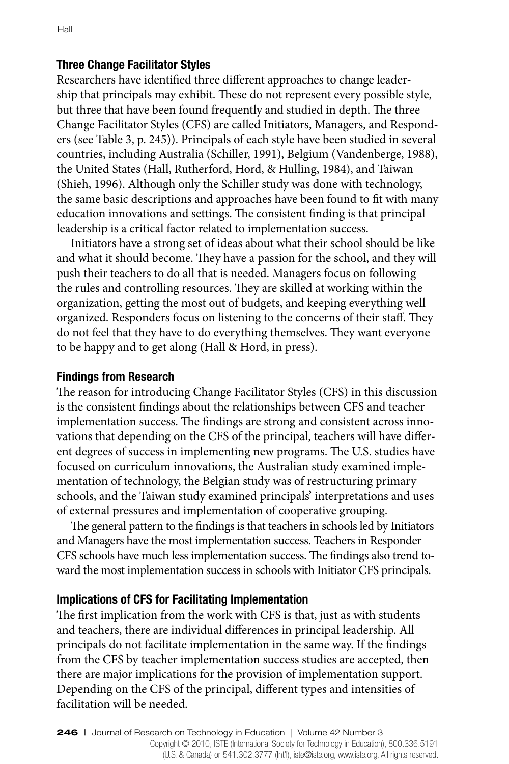### Three Change Facilitator Styles

Researchers have identified three different approaches to change leadership that principals may exhibit. These do not represent every possible style, but three that have been found frequently and studied in depth. The three Change Facilitator Styles (CFS) are called Initiators, Managers, and Responders (see Table 3, p. 245)). Principals of each style have been studied in several countries, including Australia (Schiller, 1991), Belgium (Vandenberge, 1988), the United States (Hall, Rutherford, Hord, & Hulling, 1984), and Taiwan (Shieh, 1996). Although only the Schiller study was done with technology, the same basic descriptions and approaches have been found to fit with many education innovations and settings. The consistent finding is that principal leadership is a critical factor related to implementation success.

Initiators have a strong set of ideas about what their school should be like and what it should become. They have a passion for the school, and they will push their teachers to do all that is needed. Managers focus on following the rules and controlling resources. They are skilled at working within the organization, getting the most out of budgets, and keeping everything well organized. Responders focus on listening to the concerns of their staff. They do not feel that they have to do everything themselves. They want everyone to be happy and to get along (Hall & Hord, in press).

### Findings from Research

The reason for introducing Change Facilitator Styles (CFS) in this discussion is the consistent findings about the relationships between CFS and teacher implementation success. The findings are strong and consistent across innovations that depending on the CFS of the principal, teachers will have different degrees of success in implementing new programs. The U.S. studies have focused on curriculum innovations, the Australian study examined implementation of technology, the Belgian study was of restructuring primary schools, and the Taiwan study examined principals' interpretations and uses of external pressures and implementation of cooperative grouping.

The general pattern to the findings is that teachers in schools led by Initiators and Managers have the most implementation success. Teachers in Responder CFS schools have much less implementation success. The findings also trend toward the most implementation success in schools with Initiator CFS principals.

### Implications of CFS for Facilitating Implementation

The first implication from the work with CFS is that, just as with students and teachers, there are individual differences in principal leadership. All principals do not facilitate implementation in the same way. If the findings from the CFS by teacher implementation success studies are accepted, then there are major implications for the provision of implementation support. Depending on the CFS of the principal, different types and intensities of facilitation will be needed.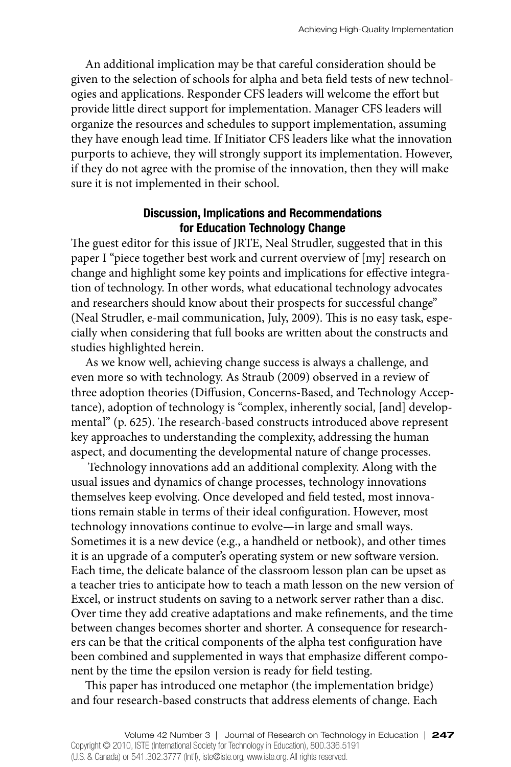An additional implication may be that careful consideration should be given to the selection of schools for alpha and beta field tests of new technologies and applications. Responder CFS leaders will welcome the effort but provide little direct support for implementation. Manager CFS leaders will organize the resources and schedules to support implementation, assuming they have enough lead time. If Initiator CFS leaders like what the innovation purports to achieve, they will strongly support its implementation. However, if they do not agree with the promise of the innovation, then they will make sure it is not implemented in their school.

## Discussion, Implications and Recommendations for Education Technology Change

The guest editor for this issue of JRTE, Neal Strudler, suggested that in this paper I "piece together best work and current overview of [my] research on change and highlight some key points and implications for effective integration of technology. In other words, what educational technology advocates and researchers should know about their prospects for successful change" (Neal Strudler, e-mail communication, July, 2009). This is no easy task, especially when considering that full books are written about the constructs and studies highlighted herein.

As we know well, achieving change success is always a challenge, and even more so with technology. As Straub (2009) observed in a review of three adoption theories (Diffusion, Concerns-Based, and Technology Acceptance), adoption of technology is "complex, inherently social, [and] developmental" (p. 625). The research-based constructs introduced above represent key approaches to understanding the complexity, addressing the human aspect, and documenting the developmental nature of change processes.

Technology innovations add an additional complexity. Along with the usual issues and dynamics of change processes, technology innovations themselves keep evolving. Once developed and field tested, most innovations remain stable in terms of their ideal configuration. However, most technology innovations continue to evolve—in large and small ways. Sometimes it is a new device (e.g., a handheld or netbook), and other times it is an upgrade of a computer's operating system or new software version. Each time, the delicate balance of the classroom lesson plan can be upset as a teacher tries to anticipate how to teach a math lesson on the new version of Excel, or instruct students on saving to a network server rather than a disc. Over time they add creative adaptations and make refinements, and the time between changes becomes shorter and shorter. A consequence for researchers can be that the critical components of the alpha test configuration have been combined and supplemented in ways that emphasize different component by the time the epsilon version is ready for field testing.

This paper has introduced one metaphor (the implementation bridge) and four research-based constructs that address elements of change. Each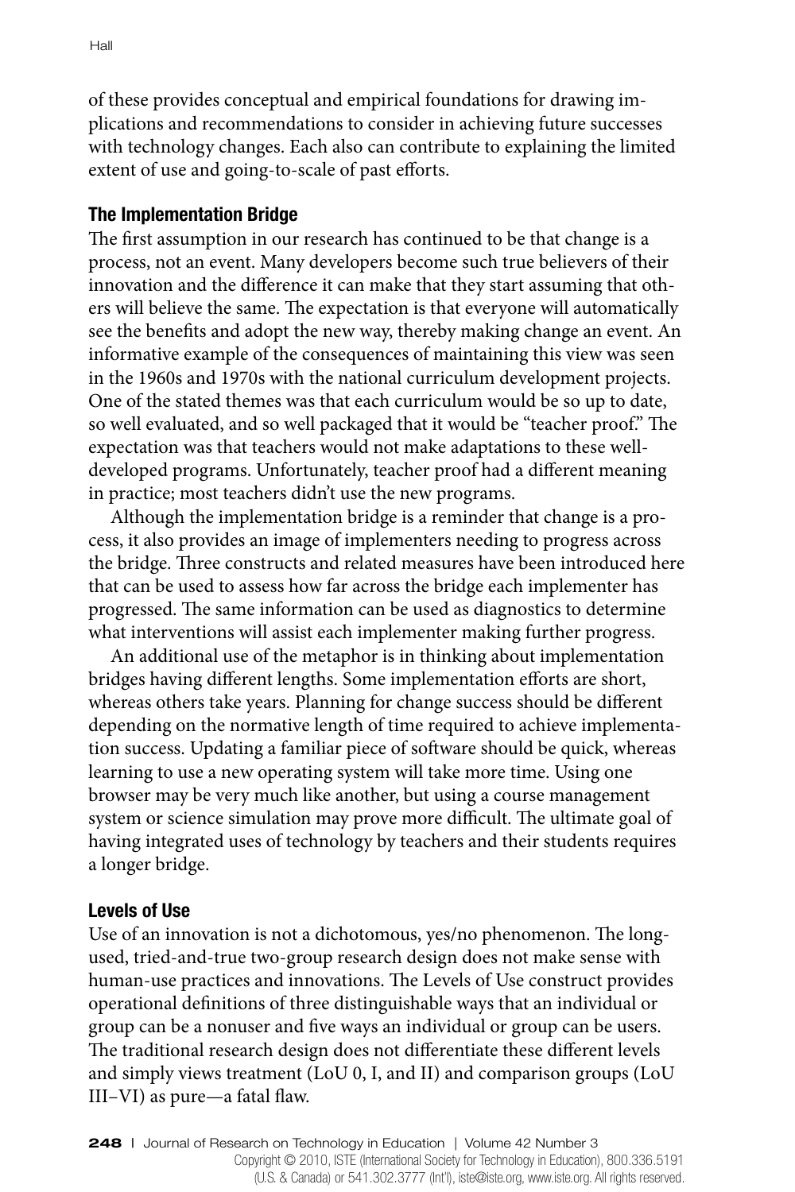of these provides conceptual and empirical foundations for drawing implications and recommendations to consider in achieving future successes with technology changes. Each also can contribute to explaining the limited extent of use and going-to-scale of past efforts.

### The Implementation Bridge

The first assumption in our research has continued to be that change is a process, not an event. Many developers become such true believers of their innovation and the difference it can make that they start assuming that others will believe the same. The expectation is that everyone will automatically see the benefits and adopt the new way, thereby making change an event. An informative example of the consequences of maintaining this view was seen in the 1960s and 1970s with the national curriculum development projects. One of the stated themes was that each curriculum would be so up to date, so well evaluated, and so well packaged that it would be "teacher proof." The expectation was that teachers would not make adaptations to these well-developed programs. Unfortunately, teacher proof had a different meaning in practice; most teachers didn't use the new programs.

Although the implementation bridge is a reminder that change is a process, it also provides an image of implementers needing to progress across the bridge. Three constructs and related measures have been introduced here that can be used to assess how far across the bridge each implementer has progressed. The same information can be used as diagnostics to determine what interventions will assist each implementer making further progress.

An additional use of the metaphor is in thinking about implementation bridges having different lengths. Some implementation efforts are short, whereas others take years. Planning for change success should be different depending on the normative length of time required to achieve implementation success. Updating a familiar piece of software should be quick, whereas learning to use a new operating system will take more time. Using one browser may be very much like another, but using a course management system or science simulation may prove more difficult. The ultimate goal of having integrated uses of technology by teachers and their students requires a longer bridge.

### Levels of Use

Use of an innovation is not a dichotomous, yes/no phenomenon. The long-used, tried-and-true two-group research design does not make sense with human-use practices and innovations. The Levels of Use construct provides operational definitions of three distinguishable ways that an individual or group can be a nonuser and five ways an individual or group can be users. The traditional research design does not differentiate these different levels and simply views treatment (LoU 0, I, and II) and comparison groups (LoU III–VI) as pure—a fatal flaw.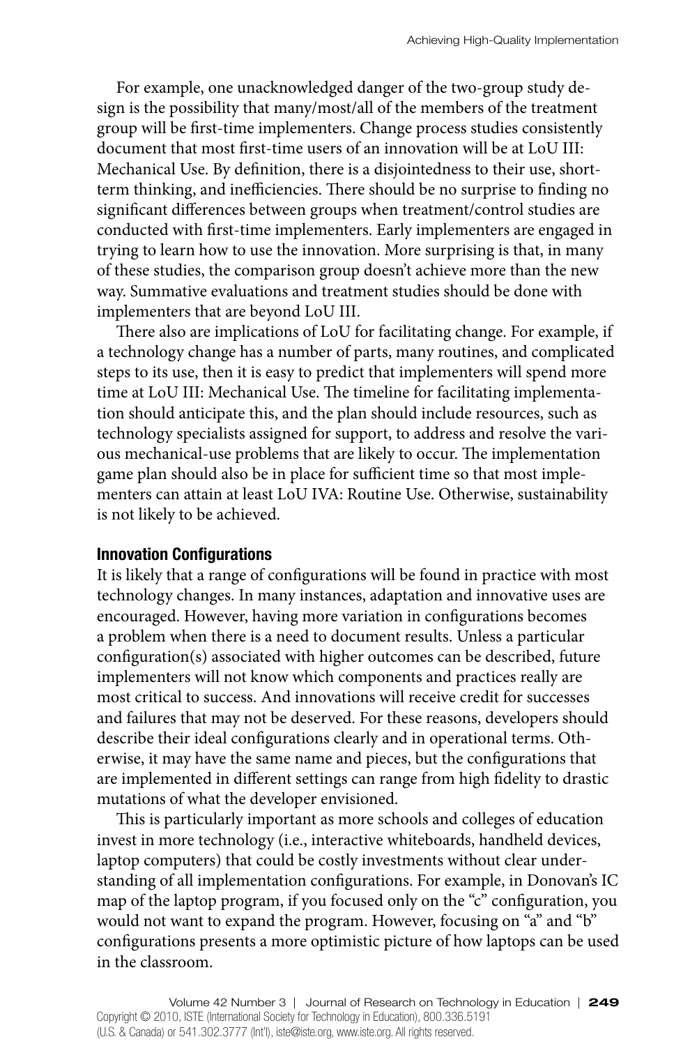For example, one unacknowledged danger of the two-group study design is the possibility that many/most/all of the members of the treatment group will be first-time implementers. Change process studies consistently document that most first-time users of an innovation will be at LoU III: Mechanical Use. By definition, there is a disjointedness to their use, short-term thinking, and inefficiencies. There should be no surprise to finding no significant differences between groups when treatment/control studies are conducted with first-time implementers. Early implementers are engaged in trying to learn how to use the innovation. More surprising is that, in many of these studies, the comparison group doesn't achieve more than the new way. Summative evaluations and treatment studies should be done with implementers that are beyond LoU III.

There also are implications of LoU for facilitating change. For example, if a technology change has a number of parts, many routines, and complicated steps to its use, then it is easy to predict that implementers will spend more time at LoU III: Mechanical Use. The timeline for facilitating implementation should anticipate this, and the plan should include resources, such as technology specialists assigned for support, to address and resolve the various mechanical-use problems that are likely to occur. The implementation game plan should also be in place for sufficient time so that most implementers can attain at least LoU IVA: Routine Use. Otherwise, sustainability is not likely to be achieved.

### Innovation Configurations

It is likely that a range of configurations will be found in practice with most technology changes. In many instances, adaptation and innovative uses are encouraged. However, having more variation in configurations becomes a problem when there is a need to document results. Unless a particular configuration(s) associated with higher outcomes can be described, future implementers will not know which components and practices really are most critical to success. And innovations will receive credit for successes and failures that may not be deserved. For these reasons, developers should describe their ideal configurations clearly and in operational terms. Otherwise, it may have the same name and pieces, but the configurations that are implemented in different settings can range from high fidelity to drastic mutations of what the developer envisioned.

This is particularly important as more schools and colleges of education invest in more technology (i.e., interactive whiteboards, handheld devices, laptop computers) that could be costly investments without clear understanding of all implementation configurations. For example, in Donovan's IC map of the laptop program, if you focused only on the "c" configuration, you would not want to expand the program. However, focusing on "a" and "b" configurations presents a more optimistic picture of how laptops can be used in the classroom.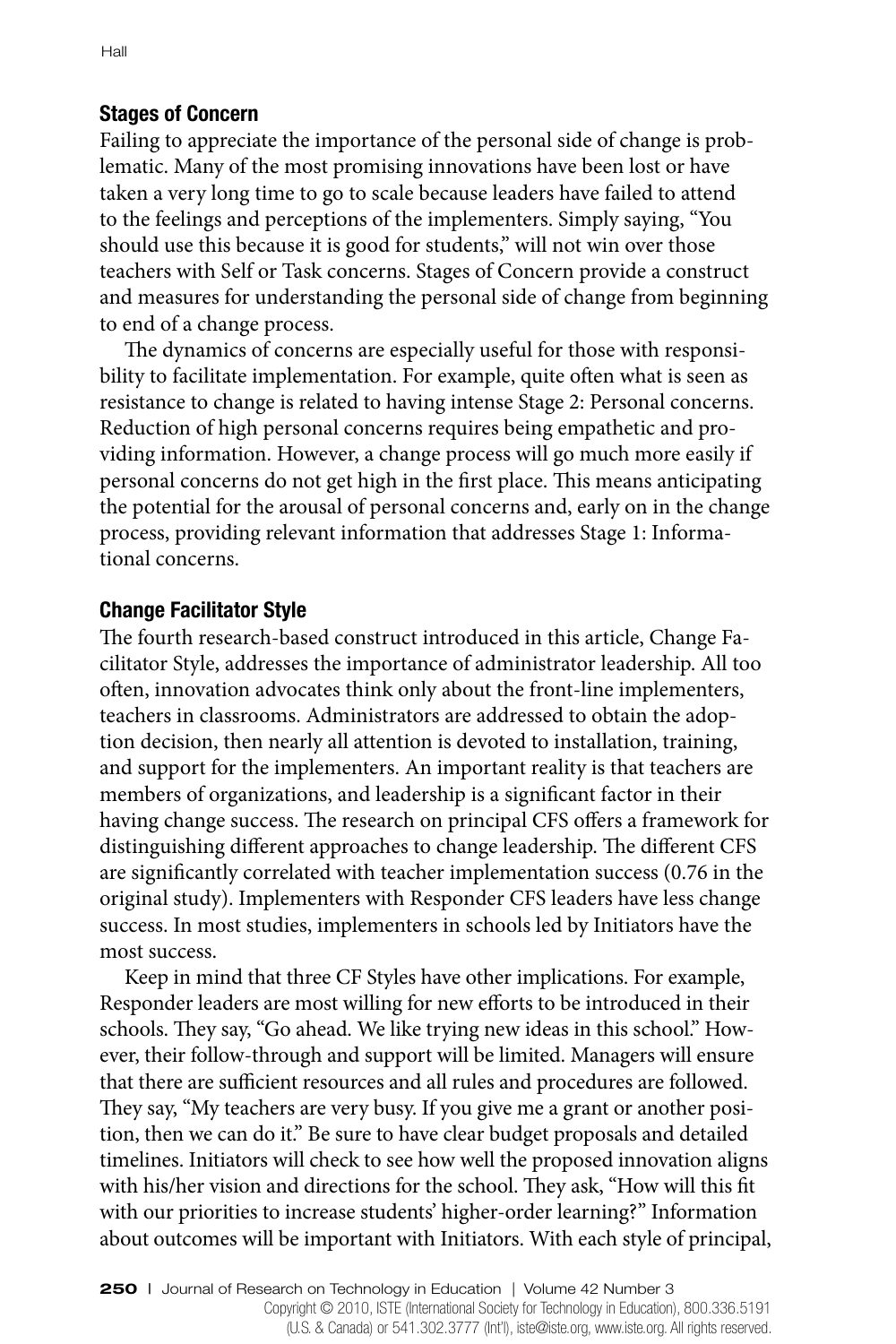### Stages of Concern

Failing to appreciate the importance of the personal side of change is problematic. Many of the most promising innovations have been lost or have taken a very long time to go to scale because leaders have failed to attend to the feelings and perceptions of the implementers. Simply saying, "You should use this because it is good for students," will not win over those teachers with Self or Task concerns. Stages of Concern provide a construct and measures for understanding the personal side of change from beginning to end of a change process.

The dynamics of concerns are especially useful for those with responsibility to facilitate implementation. For example, quite often what is seen as resistance to change is related to having intense Stage 2: Personal concerns. Reduction of high personal concerns requires being empathetic and providing information. However, a change process will go much more easily if personal concerns do not get high in the first place. This means anticipating the potential for the arousal of personal concerns and, early on in the change process, providing relevant information that addresses Stage 1: Informational concerns.

### Change Facilitator Style

The fourth research-based construct introduced in this article, Change Facilitator Style, addresses the importance of administrator leadership. All too often, innovation advocates think only about the front-line implementers, teachers in classrooms. Administrators are addressed to obtain the adoption decision, then nearly all attention is devoted to installation, training, and support for the implementers. An important reality is that teachers are members of organizations, and leadership is a significant factor in their having change success. The research on principal CFS offers a framework for distinguishing different approaches to change leadership. The different CFS are significantly correlated with teacher implementation success (0.76 in the original study). Implementers with Responder CFS leaders have less change success. In most studies, implementers in schools led by Initiators have the most success.

Keep in mind that three CF Styles have other implications. For example, Responder leaders are most willing for new efforts to be introduced in their schools. They say, "Go ahead. We like trying new ideas in this school." However, their follow-through and support will be limited. Managers will ensure that there are sufficient resources and all rules and procedures are followed. They say, "My teachers are very busy. If you give me a grant or another position, then we can do it." Be sure to have clear budget proposals and detailed timelines. Initiators will check to see how well the proposed innovation aligns with his/her vision and directions for the school. They ask, "How will this fit with our priorities to increase students' higher-order learning?" Information about outcomes will be important with Initiators. With each style of principal,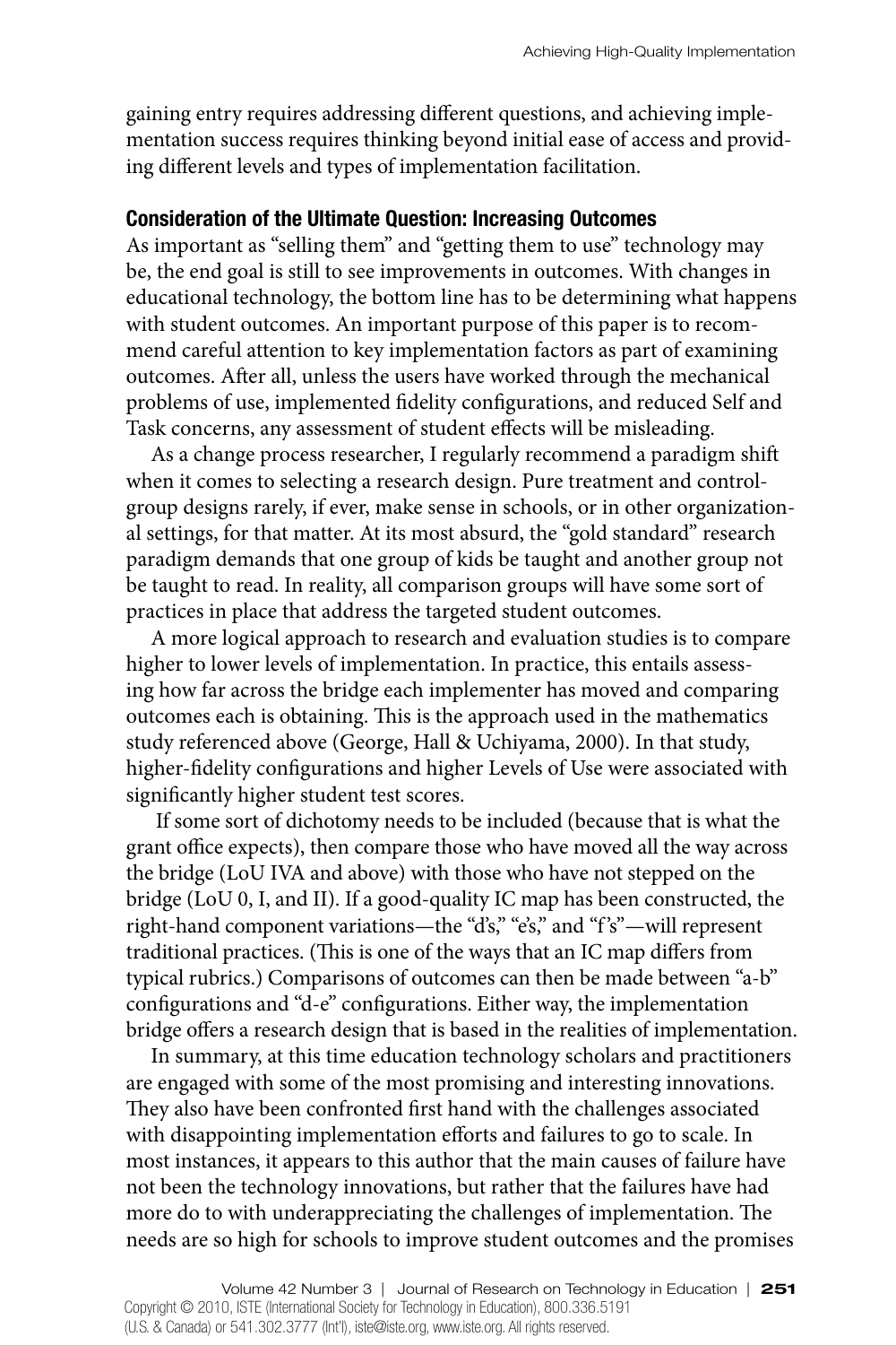gaining entry requires addressing different questions, and achieving implementation success requires thinking beyond initial ease of access and providing different levels and types of implementation facilitation.

### Consideration of the Ultimate Question: Increasing Outcomes

As important as "selling them" and "getting them to use" technology may be, the end goal is still to see improvements in outcomes. With changes in educational technology, the bottom line has to be determining what happens with student outcomes. An important purpose of this paper is to recommend careful attention to key implementation factors as part of examining outcomes. After all, unless the users have worked through the mechanical problems of use, implemented fidelity configurations, and reduced Self and Task concerns, any assessment of student effects will be misleading.

As a change process researcher, I regularly recommend a paradigm shift when it comes to selecting a research design. Pure treatment and control-group designs rarely, if ever, make sense in schools, or in other organizational settings, for that matter. At its most absurd, the "gold standard" research paradigm demands that one group of kids be taught and another group not be taught to read. In reality, all comparison groups will have some sort of practices in place that address the targeted student outcomes.

A more logical approach to research and evaluation studies is to compare higher to lower levels of implementation. In practice, this entails assessing how far across the bridge each implementer has moved and comparing outcomes each is obtaining. This is the approach used in the mathematics study referenced above (George, Hall & Uchiyama, 2000). In that study, higher-fidelity configurations and higher Levels of Use were associated with significantly higher student test scores.

If some sort of dichotomy needs to be included (because that is what the grant office expects), then compare those who have moved all the way across the bridge (LoU IVA and above) with those who have not stepped on the bridge (LoU 0, I, and II). If a good-quality IC map has been constructed, the right-hand component variations—the "d's," "e's," and "f's"—will represent traditional practices. (This is one of the ways that an IC map differs from typical rubrics.) Comparisons of outcomes can then be made between "a-b" configurations and "d-e" configurations. Either way, the implementation bridge offers a research design that is based in the realities of implementation.

In summary, at this time education technology scholars and practitioners are engaged with some of the most promising and interesting innovations. They also have been confronted first hand with the challenges associated with disappointing implementation efforts and failures to go to scale. In most instances, it appears to this author that the main causes of failure have not been the technology innovations, but rather that the failures have had more do to with underappreciating the challenges of implementation. The needs are so high for schools to improve student outcomes and the promises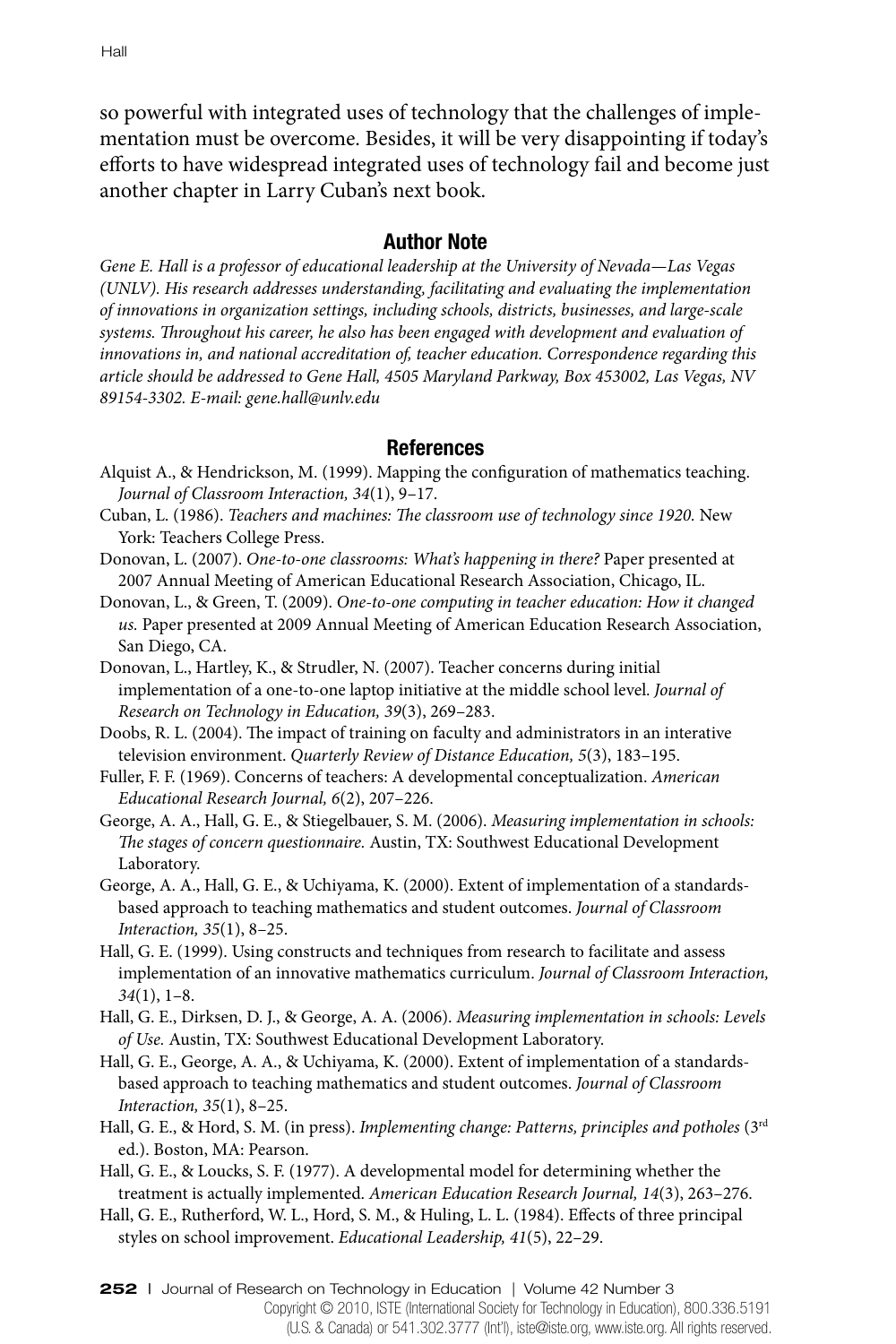so powerful with integrated uses of technology that the challenges of implementation must be overcome. Besides, it will be very disappointing if today's efforts to have widespread integrated uses of technology fail and become just another chapter in Larry Cuban's next book.

## Author Note

*Gene E. Hall is a professor of educational leadership at the University of Nevada—Las Vegas (UNLV). His research addresses understanding, facilitating and evaluating the implementation of innovations in organization settings, including schools, districts, businesses, and large-scale systems. Throughout his career, he also has been engaged with development and evaluation of innovations in, and national accreditation of, teacher education. Correspondence regarding this article should be addressed to Gene Hall, 4505 Maryland Parkway, Box 453002, Las Vegas, NV 89154-3302. E-mail: gene.hall@unlv.edu*

## References

Alquist A., & Hendrickson, M. (1999). Mapping the configuration of mathematics teaching. *Journal of Classroom Interaction, 34*(1), 9–17.

Cuban, L. (1986). *Teachers and machines: The classroom use of technology since 1920.* New York: Teachers College Press.

Donovan, L. (2007). *One-to-one classrooms: What's happening in there?* Paper presented at 2007 Annual Meeting of American Educational Research Association, Chicago, IL.

Donovan, L., & Green, T. (2009). *One-to-one computing in teacher education: How it changed us.* Paper presented at 2009 Annual Meeting of American Education Research Association, San Diego, CA.

Donovan, L., Hartley, K., & Strudler, N. (2007). Teacher concerns during initial implementation of a one-to-one laptop initiative at the middle school level. *Journal of Research on Technology in Education, 39*(3), 269–283.

Doobs, R. L. (2004). The impact of training on faculty and administrators in an interative television environment. *Quarterly Review of Distance Education, 5*(3), 183–195.

Fuller, F. F. (1969). Concerns of teachers: A developmental conceptualization. *American Educational Research Journal, 6*(2), 207–226.

George, A. A., Hall, G. E., & Stiegelbauer, S. M. (2006). *Measuring implementation in schools: The stages of concern questionnaire.* Austin, TX: Southwest Educational Development Laboratory.

George, A. A., Hall, G. E., & Uchiyama, K. (2000). Extent of implementation of a standards-based approach to teaching mathematics and student outcomes. *Journal of Classroom Interaction, 35*(1), 8–25.

Hall, G. E. (1999). Using constructs and techniques from research to facilitate and assess implementation of an innovative mathematics curriculum. *Journal of Classroom Interaction, 34*(1), 1–8.

Hall, G. E., Dirksen, D. J., & George, A. A. (2006). *Measuring implementation in schools: Levels of Use.* Austin, TX: Southwest Educational Development Laboratory.

Hall, G. E., George, A. A., & Uchiyama, K. (2000). Extent of implementation of a standards-based approach to teaching mathematics and student outcomes. *Journal of Classroom Interaction, 35*(1), 8–25.

Hall, G. E., & Hord, S. M. (in press). *Implementing change: Patterns, principles and potholes* (3rd ed.). Boston, MA: Pearson.

Hall, G. E., & Loucks, S. F. (1977). A developmental model for determining whether the treatment is actually implemented. *American Education Research Journal, 14*(3), 263–276.

Hall, G. E., Rutherford, W. L., Hord, S. M., & Huling, L. L. (1984). Effects of three principal styles on school improvement. *Educational Leadership, 41*(5), 22–29.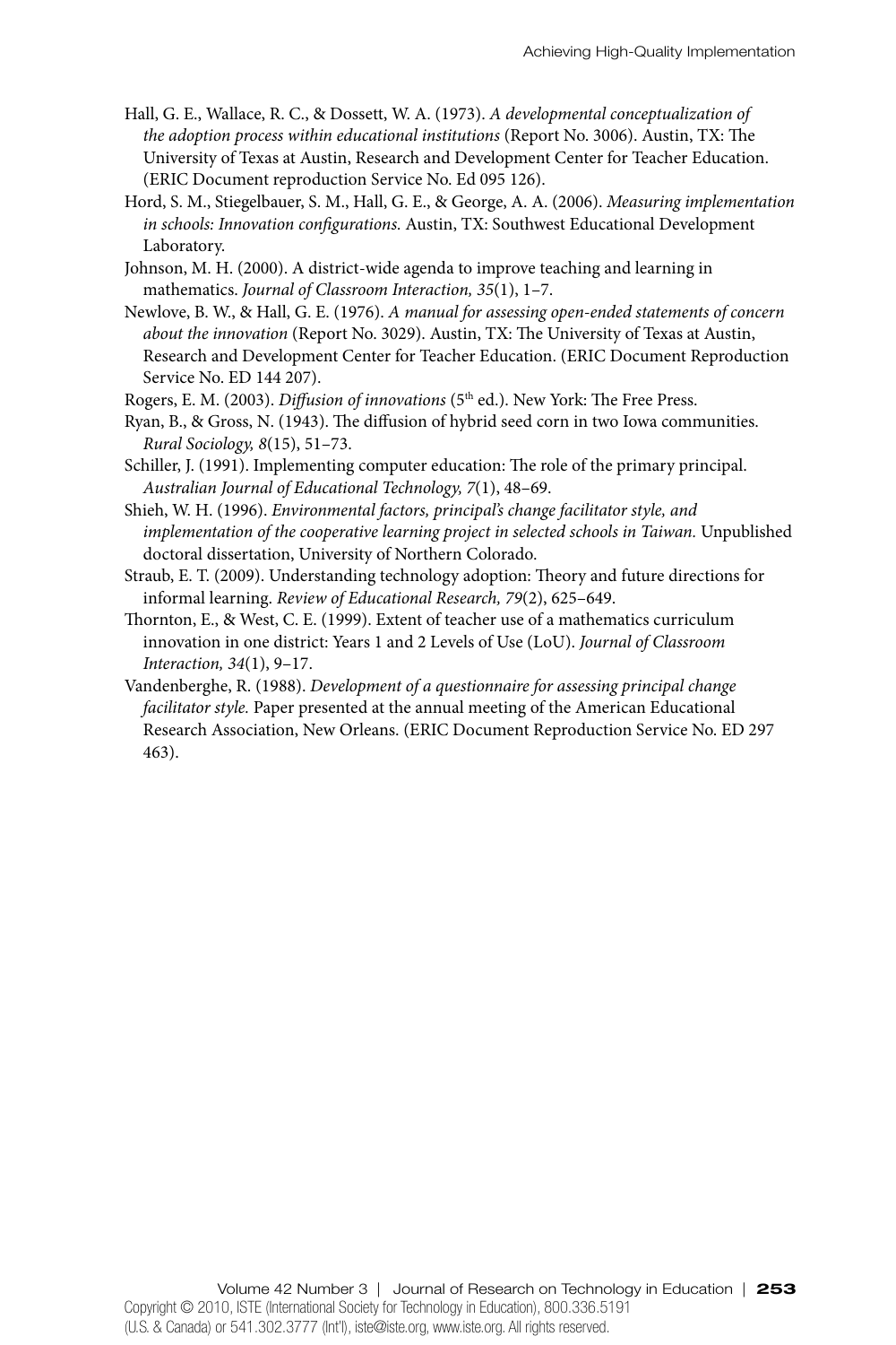Hall, G. E., Wallace, R. C., & Dossett, W. A. (1973). *A developmental conceptualization of the adoption process within educational institutions* (Report No. 3006). Austin, TX: The University of Texas at Austin, Research and Development Center for Teacher Education. (ERIC Document reproduction Service No. Ed 095 126).

Hord, S. M., Stiegelbauer, S. M., Hall, G. E., & George, A. A. (2006). *Measuring implementation in schools: Innovation configurations.* Austin, TX: Southwest Educational Development Laboratory.

Johnson, M. H. (2000). A district-wide agenda to improve teaching and learning in mathematics. *Journal of Classroom Interaction, 35*(1), 1–7.

Newlove, B. W., & Hall, G. E. (1976). *A manual for assessing open-ended statements of concern about the innovation* (Report No. 3029). Austin, TX: The University of Texas at Austin, Research and Development Center for Teacher Education. (ERIC Document Reproduction Service No. ED 144 207).

Rogers, E. M. (2003). *Diffusion of innovations* (5th ed.). New York: The Free Press.

Ryan, B., & Gross, N. (1943). The diffusion of hybrid seed corn in two Iowa communities. *Rural Sociology, 8*(15), 51–73.

Schiller, J. (1991). Implementing computer education: The role of the primary principal. *Australian Journal of Educational Technology, 7*(1), 48–69.

Shieh, W. H. (1996). *Environmental factors, principal's change facilitator style, and implementation of the cooperative learning project in selected schools in Taiwan.* Unpublished doctoral dissertation, University of Northern Colorado.

Straub, E. T. (2009). Understanding technology adoption: Theory and future directions for informal learning. *Review of Educational Research, 79*(2), 625–649.

Thornton, E., & West, C. E. (1999). Extent of teacher use of a mathematics curriculum innovation in one district: Years 1 and 2 Levels of Use (LoU). *Journal of Classroom Interaction, 34*(1), 9–17.

Vandenberghe, R. (1988). *Development of a questionnaire for assessing principal change facilitator style.* Paper presented at the annual meeting of the American Educational Research Association, New Orleans. (ERIC Document Reproduction Service No. ED 297 463).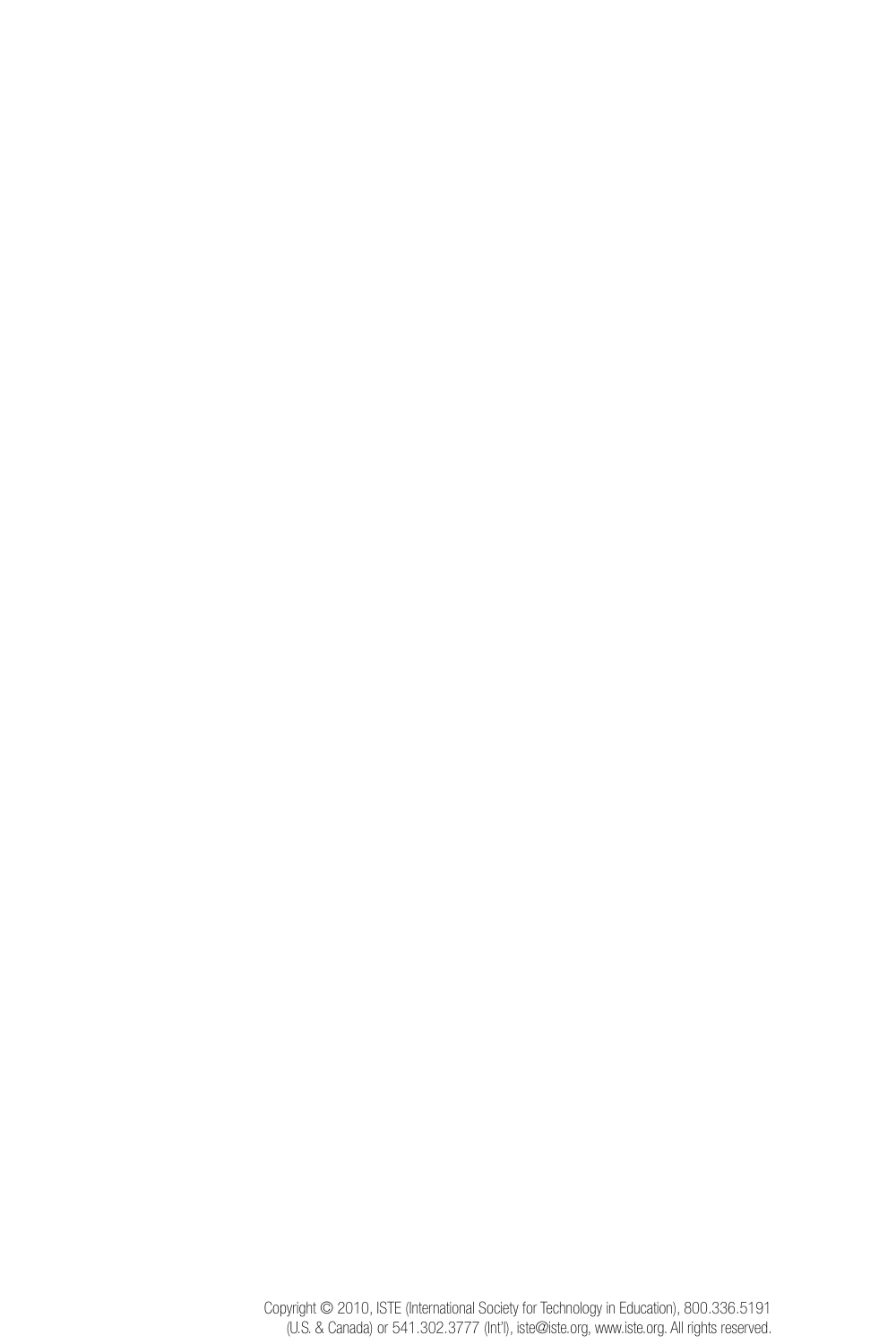Copyright © 2010, ISTE (International Society for Technology in Education), 800.336.5191 (U.S. & Canada) or 541.302.3777 (Int'l), iste@iste.org, www.iste.org. All rights reserved.